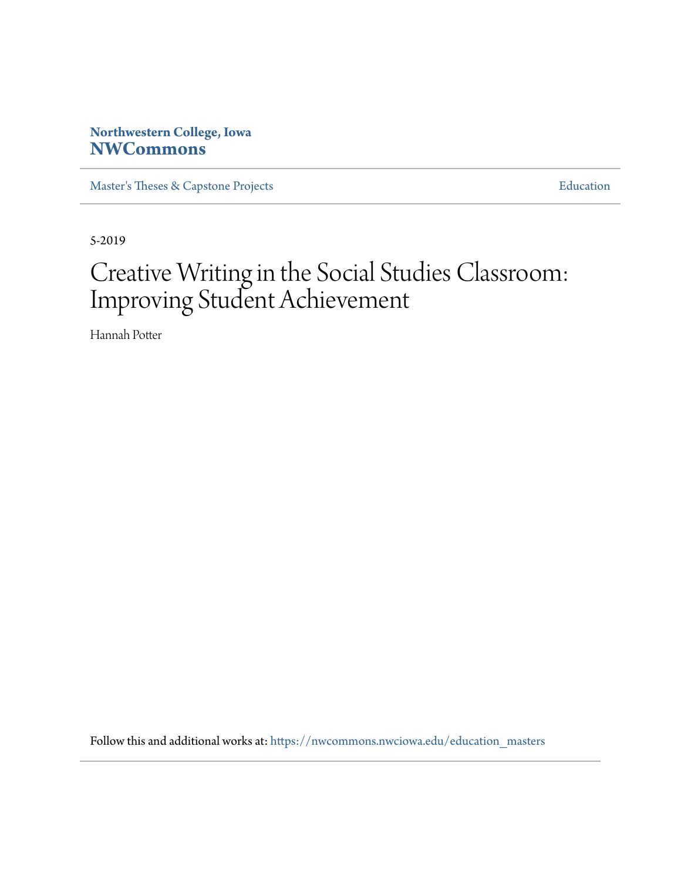Northwestern College, Iowa

**NWCommons**

Master's Theses & Capstone Projects | Education

5-2019

# Creative Writing in the Social Studies Classroom: Improving Student Achievement

Hannah Potter

Follow this and additional works at: https://nwcommons.nwciowa.edu/education_masters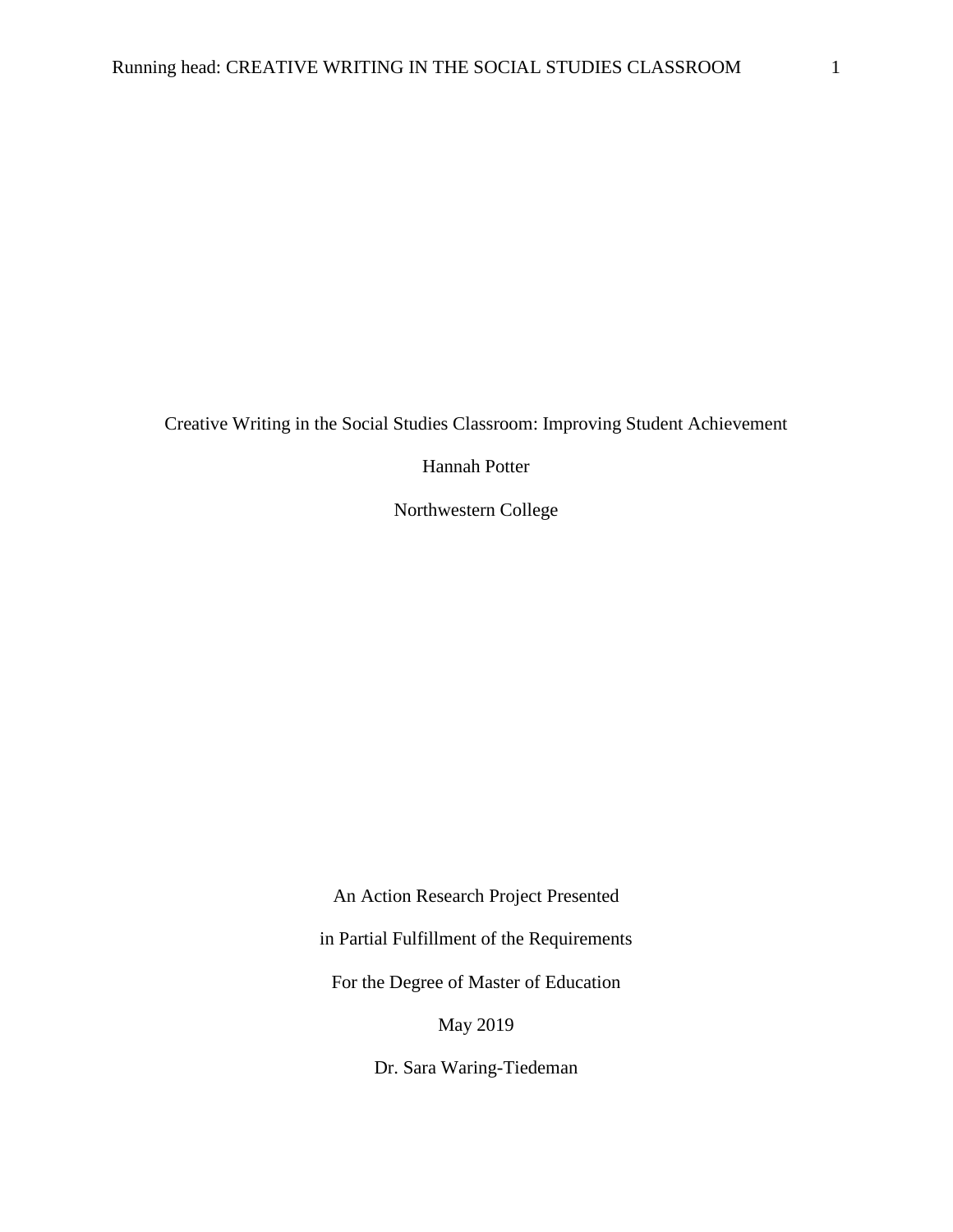# Creative Writing in the Social Studies Classroom: Improving Student Achievement

Hannah Potter

Northwestern College

An Action Research Project Presented

in Partial Fulfillment of the Requirements

For the Degree of Master of Education

May 2019

Dr. Sara Waring-Tiedeman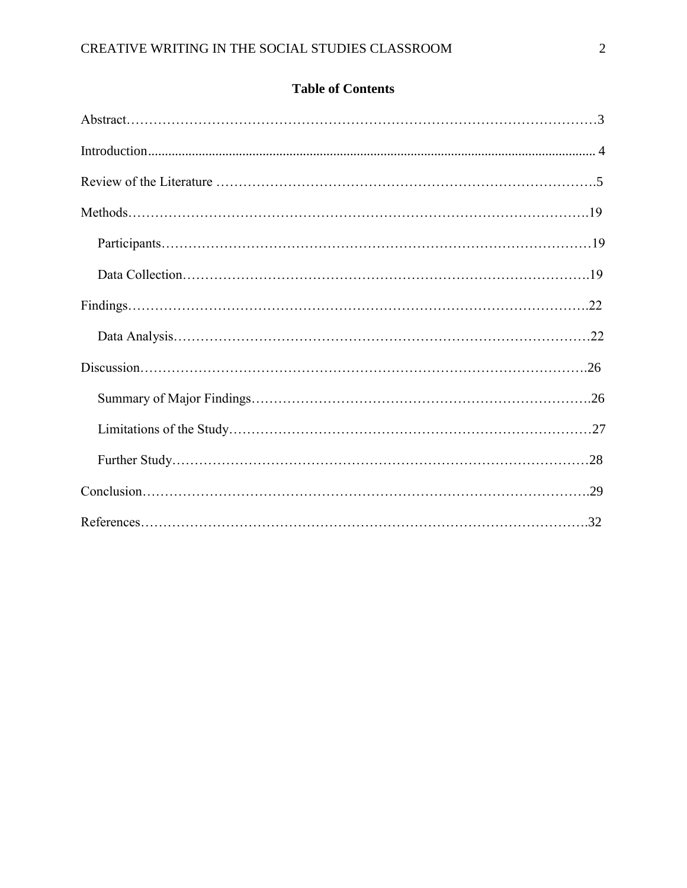**Table of Contents**

Abstract……………………………………………………………………………………………3

Introduction.................................................................................................................................. 4

Review of the Literature ……………………………………………………………………….5

Methods………………………………………………………………………………………….19

Participants…………………………………………………………………………………19

Data Collection…………………………………………………………………………….19

Findings………………………………………………………………………………………….22

Data Analysis………………………………………………………………………………22

Discussion……………………………………………………………………………………….26

Summary of Major Findings……………………………………………………………….26

Limitations of the Study……………………………………………………………………27

Further Study………………………………………………………………………………28

Conclusion……………………………………………………………………………………….29

References……………………………………………………………………………………….32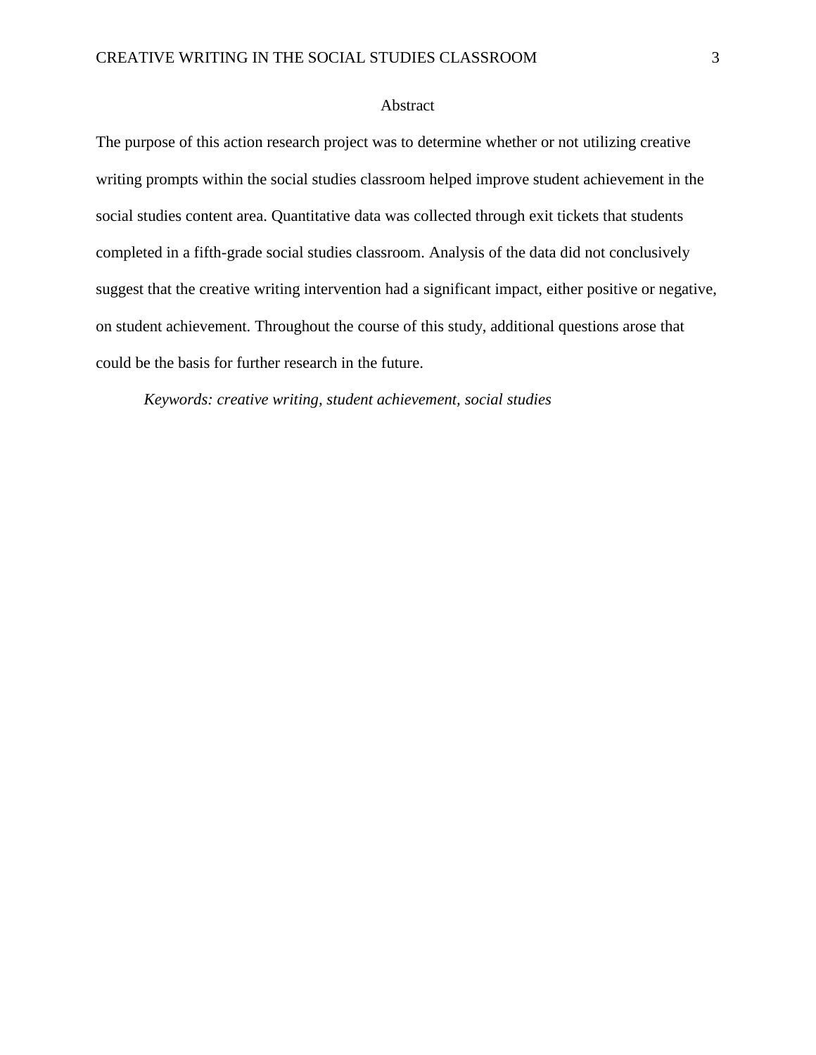# Abstract

The purpose of this action research project was to determine whether or not utilizing creative writing prompts within the social studies classroom helped improve student achievement in the social studies content area. Quantitative data was collected through exit tickets that students completed in a fifth-grade social studies classroom. Analysis of the data did not conclusively suggest that the creative writing intervention had a significant impact, either positive or negative, on student achievement. Throughout the course of this study, additional questions arose that could be the basis for further research in the future.

*Keywords: creative writing, student achievement, social studies*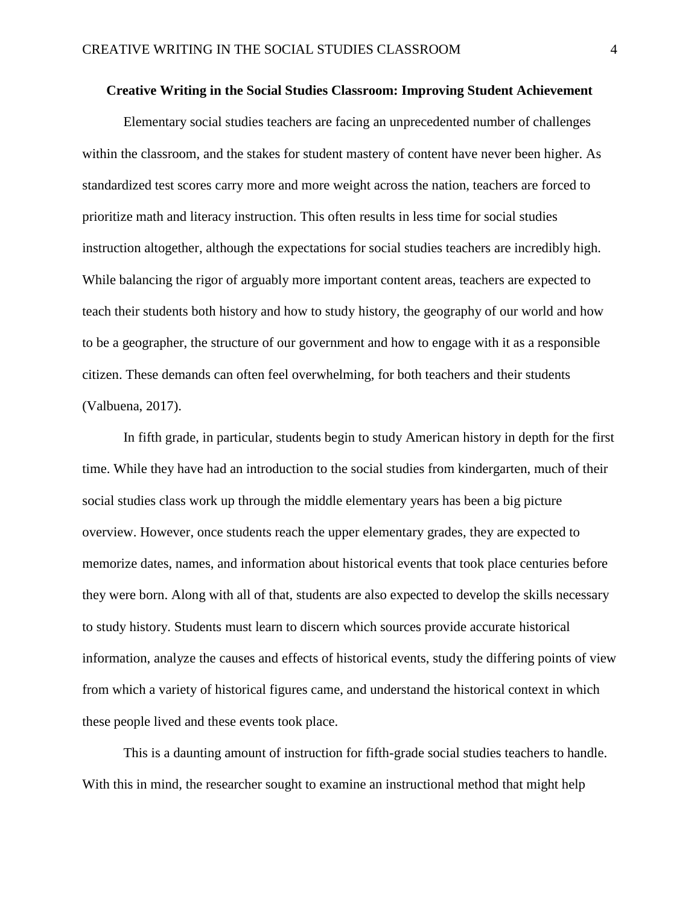# Creative Writing in the Social Studies Classroom: Improving Student Achievement

Elementary social studies teachers are facing an unprecedented number of challenges within the classroom, and the stakes for student mastery of content have never been higher. As standardized test scores carry more and more weight across the nation, teachers are forced to prioritize math and literacy instruction. This often results in less time for social studies instruction altogether, although the expectations for social studies teachers are incredibly high. While balancing the rigor of arguably more important content areas, teachers are expected to teach their students both history and how to study history, the geography of our world and how to be a geographer, the structure of our government and how to engage with it as a responsible citizen. These demands can often feel overwhelming, for both teachers and their students (Valbuena, 2017).

In fifth grade, in particular, students begin to study American history in depth for the first time. While they have had an introduction to the social studies from kindergarten, much of their social studies class work up through the middle elementary years has been a big picture overview. However, once students reach the upper elementary grades, they are expected to memorize dates, names, and information about historical events that took place centuries before they were born. Along with all of that, students are also expected to develop the skills necessary to study history. Students must learn to discern which sources provide accurate historical information, analyze the causes and effects of historical events, study the differing points of view from which a variety of historical figures came, and understand the historical context in which these people lived and these events took place.

This is a daunting amount of instruction for fifth-grade social studies teachers to handle. With this in mind, the researcher sought to examine an instructional method that might help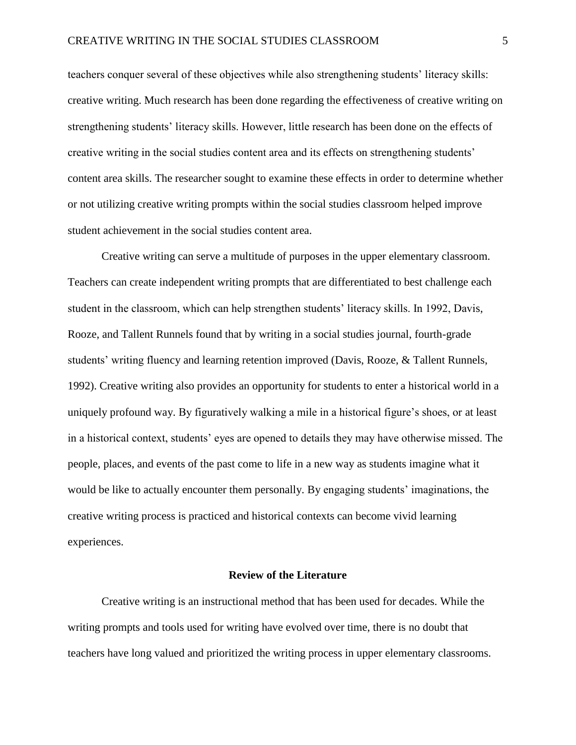teachers conquer several of these objectives while also strengthening students' literacy skills: creative writing. Much research has been done regarding the effectiveness of creative writing on strengthening students' literacy skills. However, little research has been done on the effects of creative writing in the social studies content area and its effects on strengthening students' content area skills. The researcher sought to examine these effects in order to determine whether or not utilizing creative writing prompts within the social studies classroom helped improve student achievement in the social studies content area.

Creative writing can serve a multitude of purposes in the upper elementary classroom. Teachers can create independent writing prompts that are differentiated to best challenge each student in the classroom, which can help strengthen students' literacy skills. In 1992, Davis, Rooze, and Tallent Runnels found that by writing in a social studies journal, fourth-grade students' writing fluency and learning retention improved (Davis, Rooze, & Tallent Runnels, 1992). Creative writing also provides an opportunity for students to enter a historical world in a uniquely profound way. By figuratively walking a mile in a historical figure's shoes, or at least in a historical context, students' eyes are opened to details they may have otherwise missed. The people, places, and events of the past come to life in a new way as students imagine what it would be like to actually encounter them personally. By engaging students' imaginations, the creative writing process is practiced and historical contexts can become vivid learning experiences.

## Review of the Literature

Creative writing is an instructional method that has been used for decades. While the writing prompts and tools used for writing have evolved over time, there is no doubt that teachers have long valued and prioritized the writing process in upper elementary classrooms.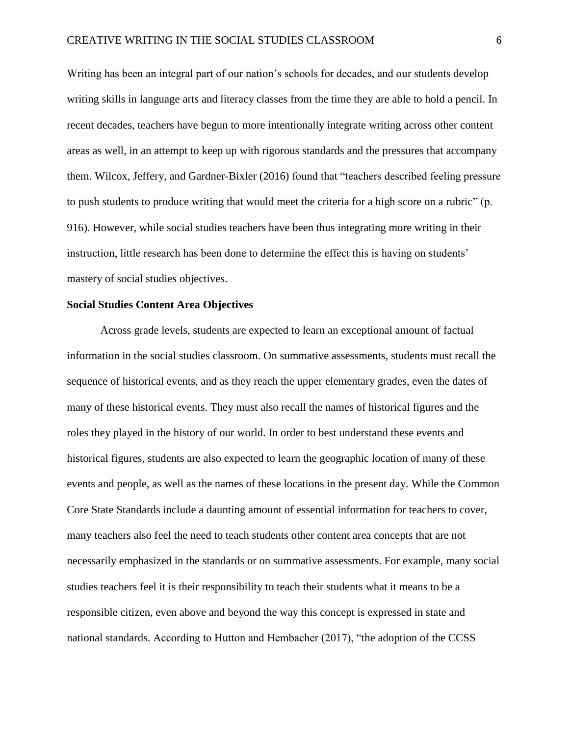Writing has been an integral part of our nation's schools for decades, and our students develop writing skills in language arts and literacy classes from the time they are able to hold a pencil. In recent decades, teachers have begun to more intentionally integrate writing across other content areas as well, in an attempt to keep up with rigorous standards and the pressures that accompany them. Wilcox, Jeffery, and Gardner-Bixler (2016) found that "teachers described feeling pressure to push students to produce writing that would meet the criteria for a high score on a rubric" (p. 916). However, while social studies teachers have been thus integrating more writing in their instruction, little research has been done to determine the effect this is having on students' mastery of social studies objectives.

**Social Studies Content Area Objectives**

Across grade levels, students are expected to learn an exceptional amount of factual information in the social studies classroom. On summative assessments, students must recall the sequence of historical events, and as they reach the upper elementary grades, even the dates of many of these historical events. They must also recall the names of historical figures and the roles they played in the history of our world. In order to best understand these events and historical figures, students are also expected to learn the geographic location of many of these events and people, as well as the names of these locations in the present day. While the Common Core State Standards include a daunting amount of essential information for teachers to cover, many teachers also feel the need to teach students other content area concepts that are not necessarily emphasized in the standards or on summative assessments. For example, many social studies teachers feel it is their responsibility to teach their students what it means to be a responsible citizen, even above and beyond the way this concept is expressed in state and national standards. According to Hutton and Hembacher (2017), "the adoption of the CCSS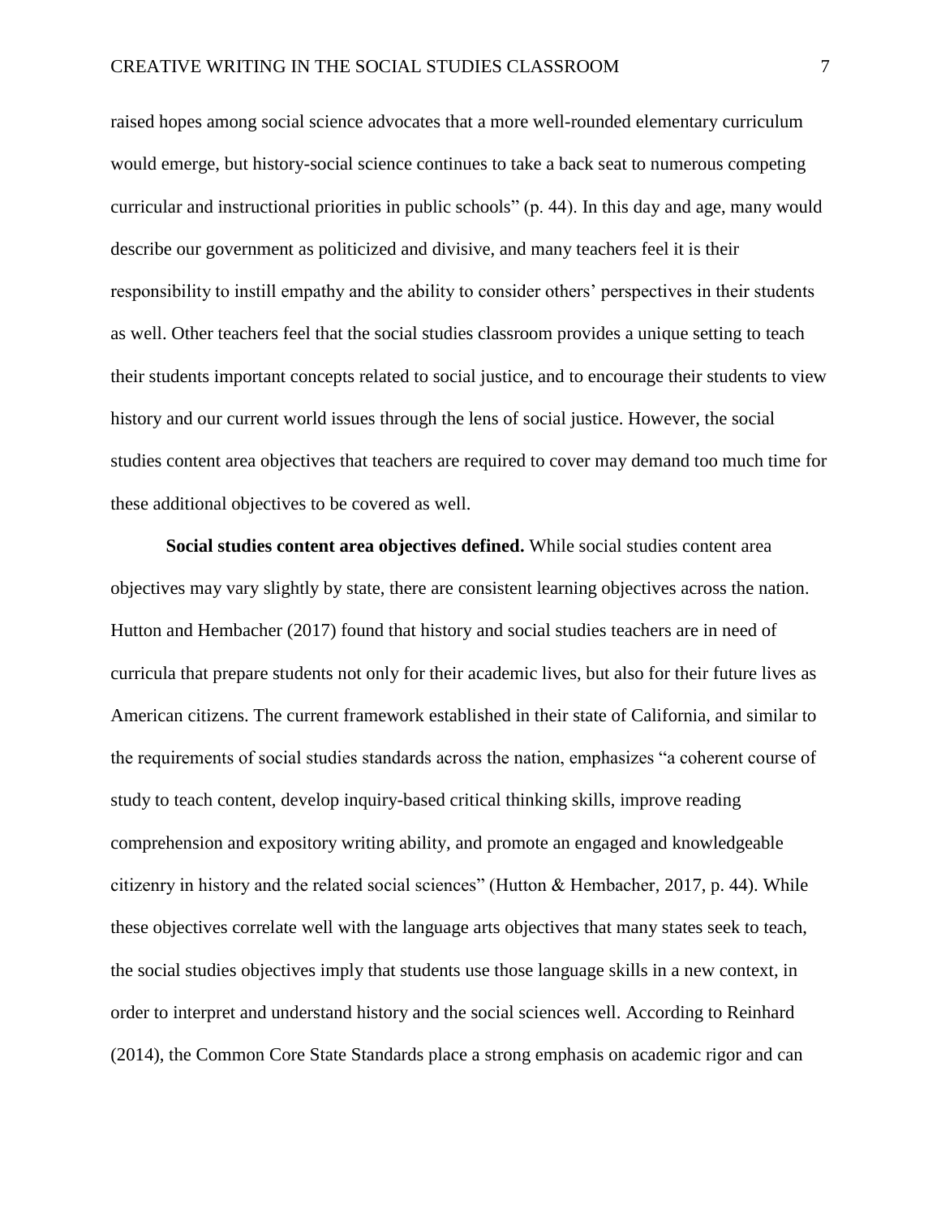raised hopes among social science advocates that a more well-rounded elementary curriculum would emerge, but history-social science continues to take a back seat to numerous competing curricular and instructional priorities in public schools" (p. 44). In this day and age, many would describe our government as politicized and divisive, and many teachers feel it is their responsibility to instill empathy and the ability to consider others' perspectives in their students as well. Other teachers feel that the social studies classroom provides a unique setting to teach their students important concepts related to social justice, and to encourage their students to view history and our current world issues through the lens of social justice. However, the social studies content area objectives that teachers are required to cover may demand too much time for these additional objectives to be covered as well.

**Social studies content area objectives defined.** While social studies content area objectives may vary slightly by state, there are consistent learning objectives across the nation. Hutton and Hembacher (2017) found that history and social studies teachers are in need of curricula that prepare students not only for their academic lives, but also for their future lives as American citizens. The current framework established in their state of California, and similar to the requirements of social studies standards across the nation, emphasizes "a coherent course of study to teach content, develop inquiry-based critical thinking skills, improve reading comprehension and expository writing ability, and promote an engaged and knowledgeable citizenry in history and the related social sciences" (Hutton & Hembacher, 2017, p. 44). While these objectives correlate well with the language arts objectives that many states seek to teach, the social studies objectives imply that students use those language skills in a new context, in order to interpret and understand history and the social sciences well. According to Reinhard (2014), the Common Core State Standards place a strong emphasis on academic rigor and can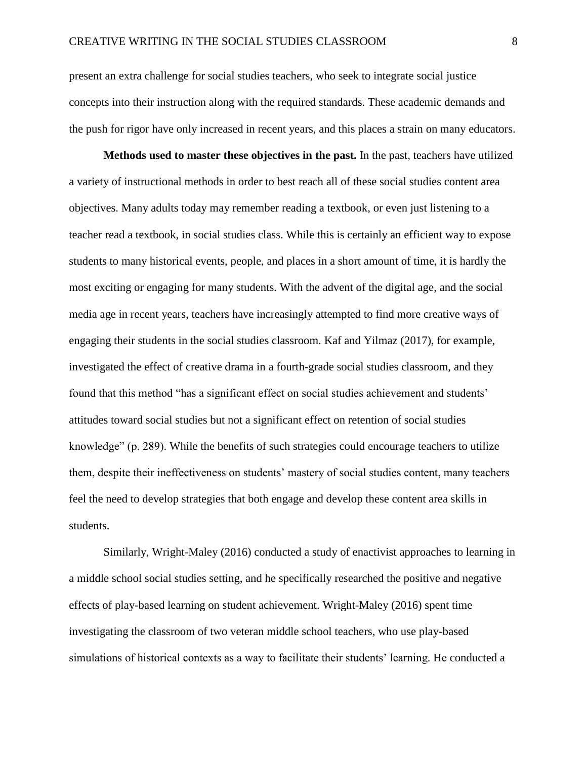present an extra challenge for social studies teachers, who seek to integrate social justice concepts into their instruction along with the required standards. These academic demands and the push for rigor have only increased in recent years, and this places a strain on many educators.

**Methods used to master these objectives in the past.** In the past, teachers have utilized a variety of instructional methods in order to best reach all of these social studies content area objectives. Many adults today may remember reading a textbook, or even just listening to a teacher read a textbook, in social studies class. While this is certainly an efficient way to expose students to many historical events, people, and places in a short amount of time, it is hardly the most exciting or engaging for many students. With the advent of the digital age, and the social media age in recent years, teachers have increasingly attempted to find more creative ways of engaging their students in the social studies classroom. Kaf and Yilmaz (2017), for example, investigated the effect of creative drama in a fourth-grade social studies classroom, and they found that this method "has a significant effect on social studies achievement and students' attitudes toward social studies but not a significant effect on retention of social studies knowledge" (p. 289). While the benefits of such strategies could encourage teachers to utilize them, despite their ineffectiveness on students' mastery of social studies content, many teachers feel the need to develop strategies that both engage and develop these content area skills in students.

Similarly, Wright-Maley (2016) conducted a study of enactivist approaches to learning in a middle school social studies setting, and he specifically researched the positive and negative effects of play-based learning on student achievement. Wright-Maley (2016) spent time investigating the classroom of two veteran middle school teachers, who use play-based simulations of historical contexts as a way to facilitate their students' learning. He conducted a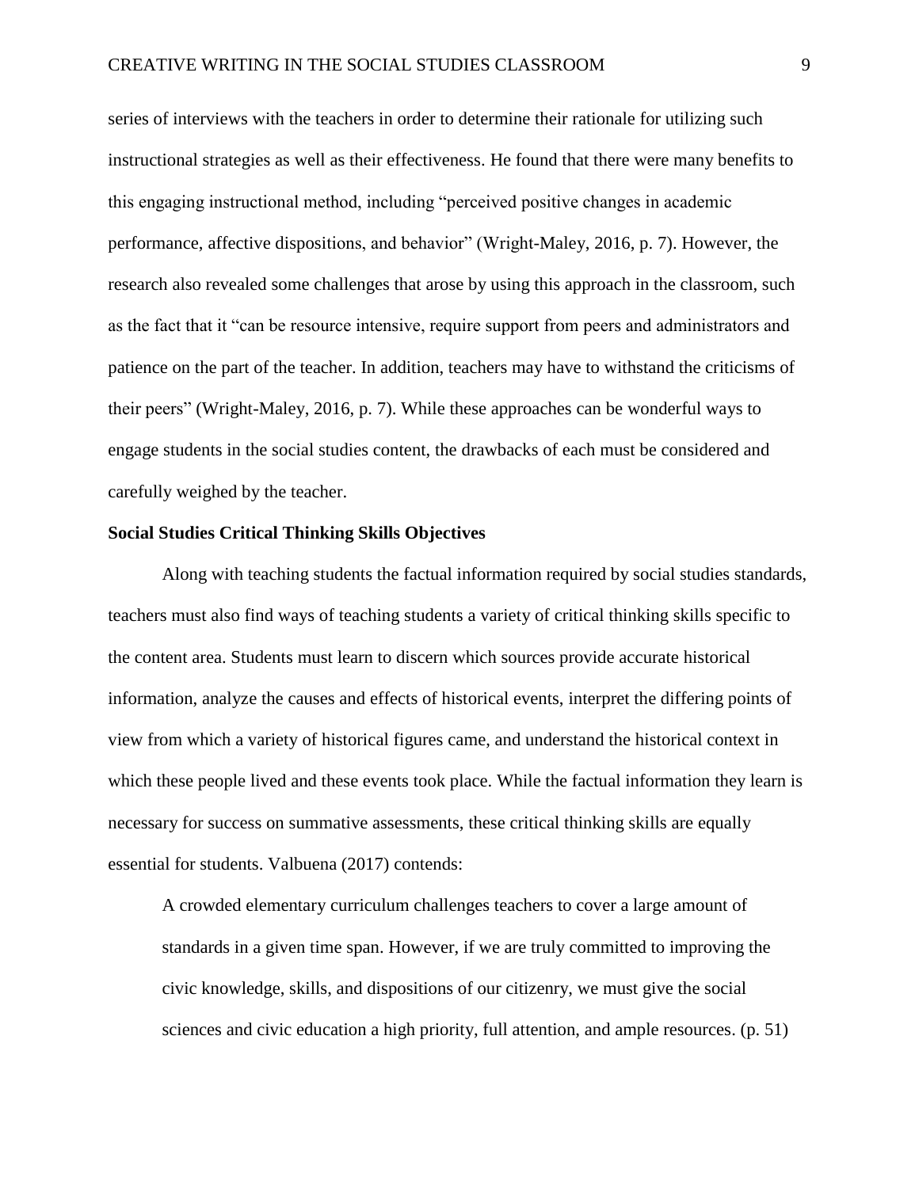series of interviews with the teachers in order to determine their rationale for utilizing such instructional strategies as well as their effectiveness. He found that there were many benefits to this engaging instructional method, including "perceived positive changes in academic performance, affective dispositions, and behavior" (Wright-Maley, 2016, p. 7). However, the research also revealed some challenges that arose by using this approach in the classroom, such as the fact that it "can be resource intensive, require support from peers and administrators and patience on the part of the teacher. In addition, teachers may have to withstand the criticisms of their peers" (Wright-Maley, 2016, p. 7). While these approaches can be wonderful ways to engage students in the social studies content, the drawbacks of each must be considered and carefully weighed by the teacher.

**Social Studies Critical Thinking Skills Objectives**

Along with teaching students the factual information required by social studies standards, teachers must also find ways of teaching students a variety of critical thinking skills specific to the content area. Students must learn to discern which sources provide accurate historical information, analyze the causes and effects of historical events, interpret the differing points of view from which a variety of historical figures came, and understand the historical context in which these people lived and these events took place. While the factual information they learn is necessary for success on summative assessments, these critical thinking skills are equally essential for students. Valbuena (2017) contends:

> A crowded elementary curriculum challenges teachers to cover a large amount of standards in a given time span. However, if we are truly committed to improving the civic knowledge, skills, and dispositions of our citizenry, we must give the social sciences and civic education a high priority, full attention, and ample resources. (p. 51)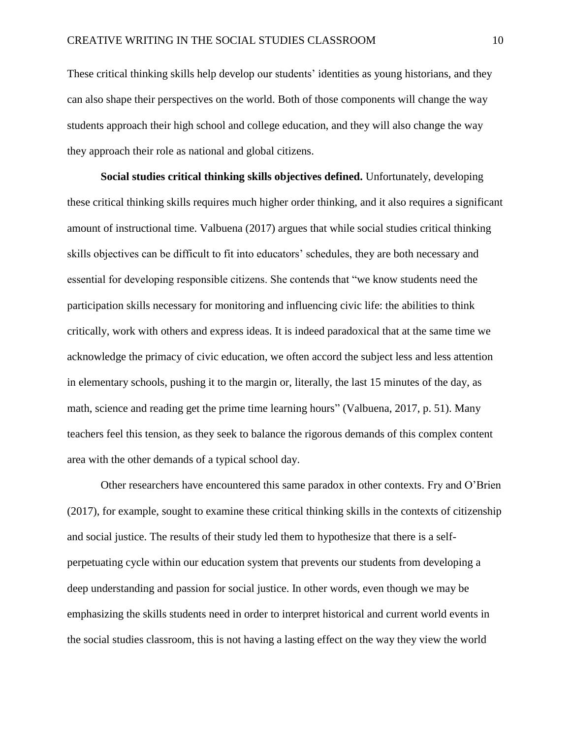These critical thinking skills help develop our students' identities as young historians, and they can also shape their perspectives on the world. Both of those components will change the way students approach their high school and college education, and they will also change the way they approach their role as national and global citizens.

**Social studies critical thinking skills objectives defined.** Unfortunately, developing these critical thinking skills requires much higher order thinking, and it also requires a significant amount of instructional time. Valbuena (2017) argues that while social studies critical thinking skills objectives can be difficult to fit into educators' schedules, they are both necessary and essential for developing responsible citizens. She contends that "we know students need the participation skills necessary for monitoring and influencing civic life: the abilities to think critically, work with others and express ideas. It is indeed paradoxical that at the same time we acknowledge the primacy of civic education, we often accord the subject less and less attention in elementary schools, pushing it to the margin or, literally, the last 15 minutes of the day, as math, science and reading get the prime time learning hours" (Valbuena, 2017, p. 51). Many teachers feel this tension, as they seek to balance the rigorous demands of this complex content area with the other demands of a typical school day.

Other researchers have encountered this same paradox in other contexts. Fry and O'Brien (2017), for example, sought to examine these critical thinking skills in the contexts of citizenship and social justice. The results of their study led them to hypothesize that there is a self-perpetuating cycle within our education system that prevents our students from developing a deep understanding and passion for social justice. In other words, even though we may be emphasizing the skills students need in order to interpret historical and current world events in the social studies classroom, this is not having a lasting effect on the way they view the world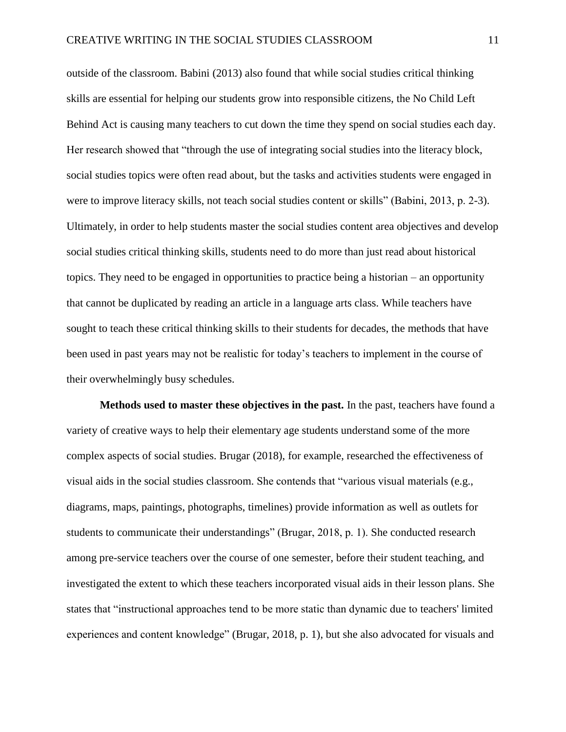outside of the classroom. Babini (2013) also found that while social studies critical thinking skills are essential for helping our students grow into responsible citizens, the No Child Left Behind Act is causing many teachers to cut down the time they spend on social studies each day. Her research showed that "through the use of integrating social studies into the literacy block, social studies topics were often read about, but the tasks and activities students were engaged in were to improve literacy skills, not teach social studies content or skills" (Babini, 2013, p. 2-3). Ultimately, in order to help students master the social studies content area objectives and develop social studies critical thinking skills, students need to do more than just read about historical topics. They need to be engaged in opportunities to practice being a historian – an opportunity that cannot be duplicated by reading an article in a language arts class. While teachers have sought to teach these critical thinking skills to their students for decades, the methods that have been used in past years may not be realistic for today's teachers to implement in the course of their overwhelmingly busy schedules.

**Methods used to master these objectives in the past.** In the past, teachers have found a variety of creative ways to help their elementary age students understand some of the more complex aspects of social studies. Brugar (2018), for example, researched the effectiveness of visual aids in the social studies classroom. She contends that "various visual materials (e.g., diagrams, maps, paintings, photographs, timelines) provide information as well as outlets for students to communicate their understandings" (Brugar, 2018, p. 1). She conducted research among pre-service teachers over the course of one semester, before their student teaching, and investigated the extent to which these teachers incorporated visual aids in their lesson plans. She states that "instructional approaches tend to be more static than dynamic due to teachers' limited experiences and content knowledge" (Brugar, 2018, p. 1), but she also advocated for visuals and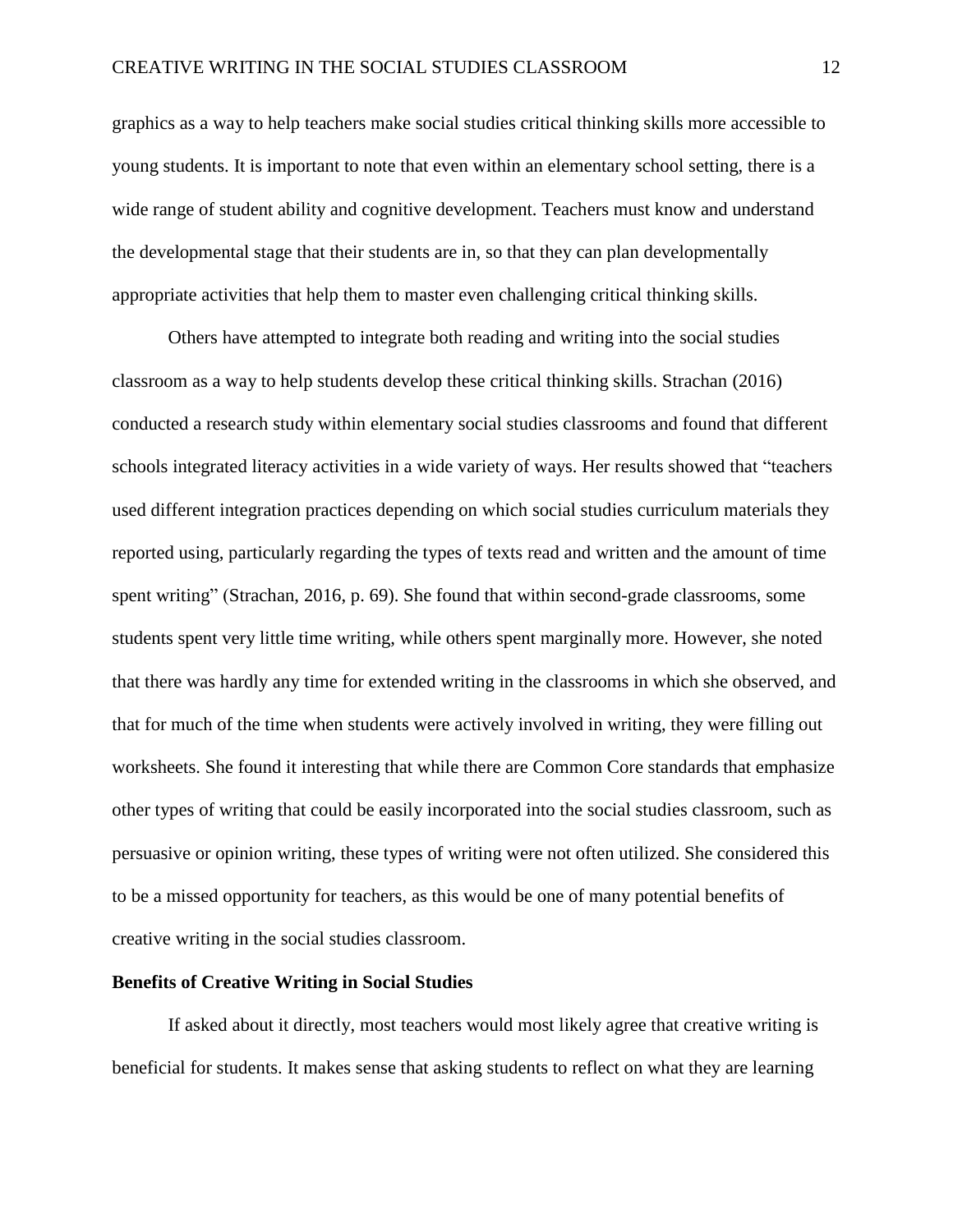graphics as a way to help teachers make social studies critical thinking skills more accessible to young students. It is important to note that even within an elementary school setting, there is a wide range of student ability and cognitive development. Teachers must know and understand the developmental stage that their students are in, so that they can plan developmentally appropriate activities that help them to master even challenging critical thinking skills.

Others have attempted to integrate both reading and writing into the social studies classroom as a way to help students develop these critical thinking skills. Strachan (2016) conducted a research study within elementary social studies classrooms and found that different schools integrated literacy activities in a wide variety of ways. Her results showed that "teachers used different integration practices depending on which social studies curriculum materials they reported using, particularly regarding the types of texts read and written and the amount of time spent writing" (Strachan, 2016, p. 69). She found that within second-grade classrooms, some students spent very little time writing, while others spent marginally more. However, she noted that there was hardly any time for extended writing in the classrooms in which she observed, and that for much of the time when students were actively involved in writing, they were filling out worksheets. She found it interesting that while there are Common Core standards that emphasize other types of writing that could be easily incorporated into the social studies classroom, such as persuasive or opinion writing, these types of writing were not often utilized. She considered this to be a missed opportunity for teachers, as this would be one of many potential benefits of creative writing in the social studies classroom.

## Benefits of Creative Writing in Social Studies

If asked about it directly, most teachers would most likely agree that creative writing is beneficial for students. It makes sense that asking students to reflect on what they are learning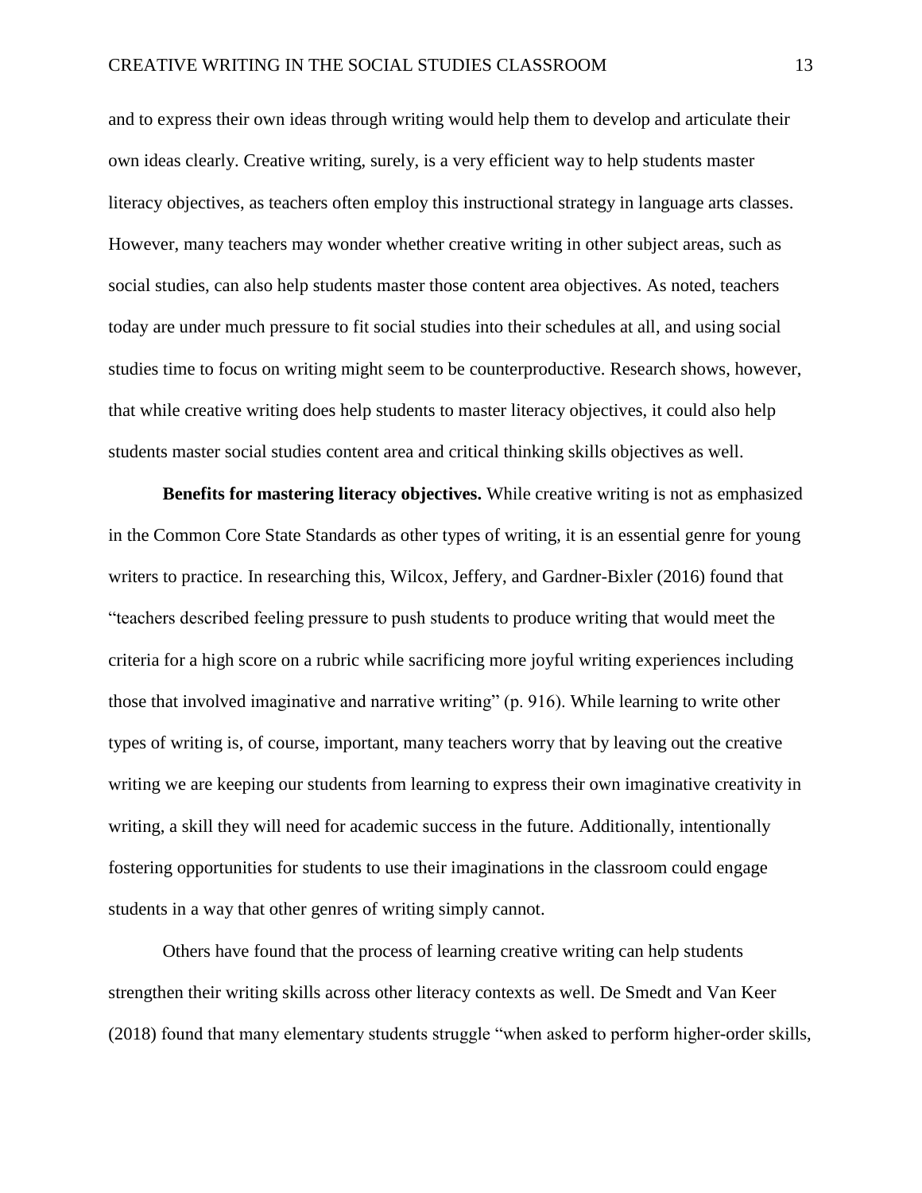and to express their own ideas through writing would help them to develop and articulate their own ideas clearly. Creative writing, surely, is a very efficient way to help students master literacy objectives, as teachers often employ this instructional strategy in language arts classes. However, many teachers may wonder whether creative writing in other subject areas, such as social studies, can also help students master those content area objectives. As noted, teachers today are under much pressure to fit social studies into their schedules at all, and using social studies time to focus on writing might seem to be counterproductive. Research shows, however, that while creative writing does help students to master literacy objectives, it could also help students master social studies content area and critical thinking skills objectives as well.

**Benefits for mastering literacy objectives.** While creative writing is not as emphasized in the Common Core State Standards as other types of writing, it is an essential genre for young writers to practice. In researching this, Wilcox, Jeffery, and Gardner-Bixler (2016) found that "teachers described feeling pressure to push students to produce writing that would meet the criteria for a high score on a rubric while sacrificing more joyful writing experiences including those that involved imaginative and narrative writing" (p. 916). While learning to write other types of writing is, of course, important, many teachers worry that by leaving out the creative writing we are keeping our students from learning to express their own imaginative creativity in writing, a skill they will need for academic success in the future. Additionally, intentionally fostering opportunities for students to use their imaginations in the classroom could engage students in a way that other genres of writing simply cannot.

Others have found that the process of learning creative writing can help students strengthen their writing skills across other literacy contexts as well. De Smedt and Van Keer (2018) found that many elementary students struggle "when asked to perform higher-order skills,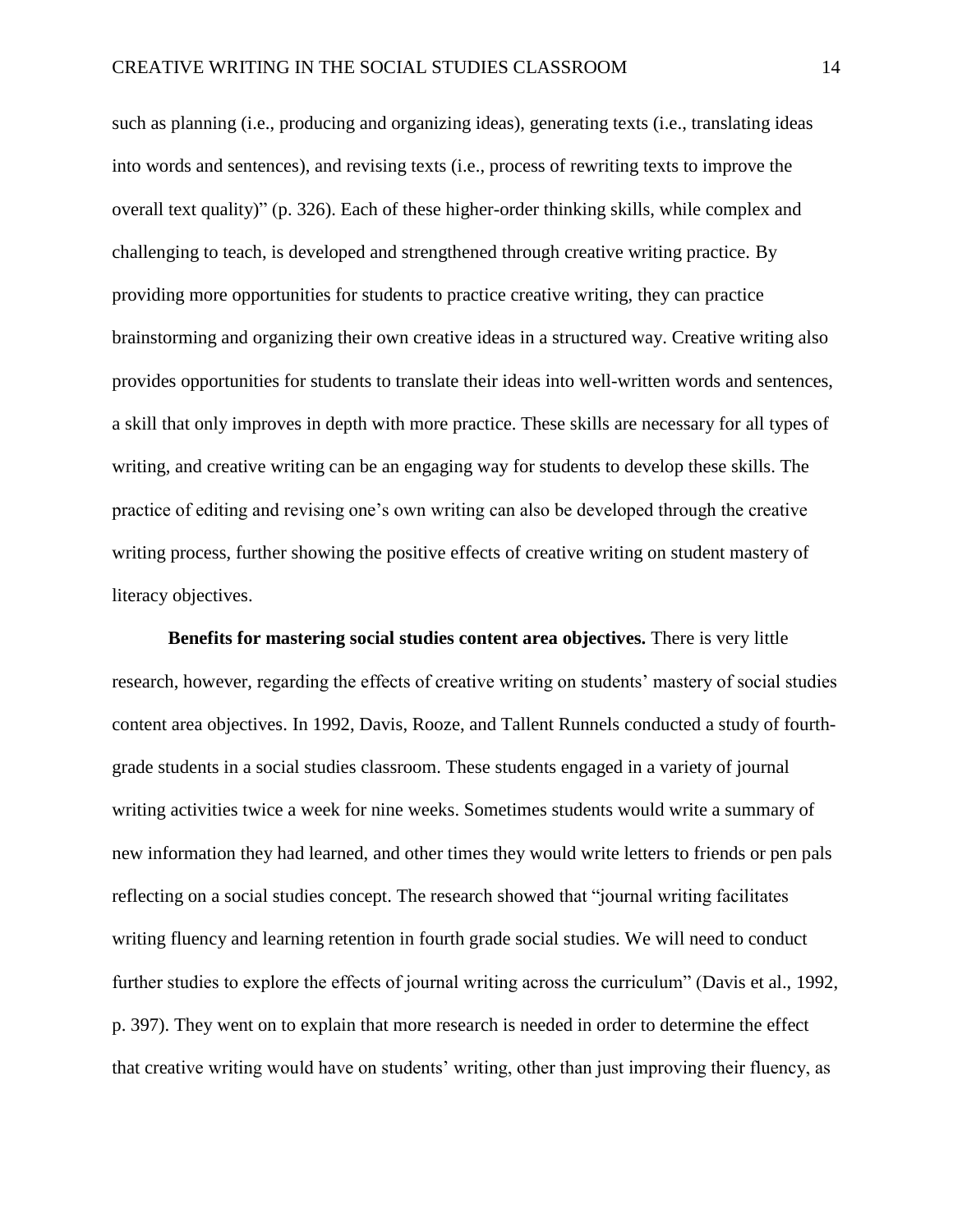such as planning (i.e., producing and organizing ideas), generating texts (i.e., translating ideas into words and sentences), and revising texts (i.e., process of rewriting texts to improve the overall text quality)" (p. 326). Each of these higher-order thinking skills, while complex and challenging to teach, is developed and strengthened through creative writing practice. By providing more opportunities for students to practice creative writing, they can practice brainstorming and organizing their own creative ideas in a structured way. Creative writing also provides opportunities for students to translate their ideas into well-written words and sentences, a skill that only improves in depth with more practice. These skills are necessary for all types of writing, and creative writing can be an engaging way for students to develop these skills. The practice of editing and revising one's own writing can also be developed through the creative writing process, further showing the positive effects of creative writing on student mastery of literacy objectives.

**Benefits for mastering social studies content area objectives.** There is very little research, however, regarding the effects of creative writing on students' mastery of social studies content area objectives. In 1992, Davis, Rooze, and Tallent Runnels conducted a study of fourth-grade students in a social studies classroom. These students engaged in a variety of journal writing activities twice a week for nine weeks. Sometimes students would write a summary of new information they had learned, and other times they would write letters to friends or pen pals reflecting on a social studies concept. The research showed that "journal writing facilitates writing fluency and learning retention in fourth grade social studies. We will need to conduct further studies to explore the effects of journal writing across the curriculum" (Davis et al., 1992, p. 397). They went on to explain that more research is needed in order to determine the effect that creative writing would have on students' writing, other than just improving their fluency, as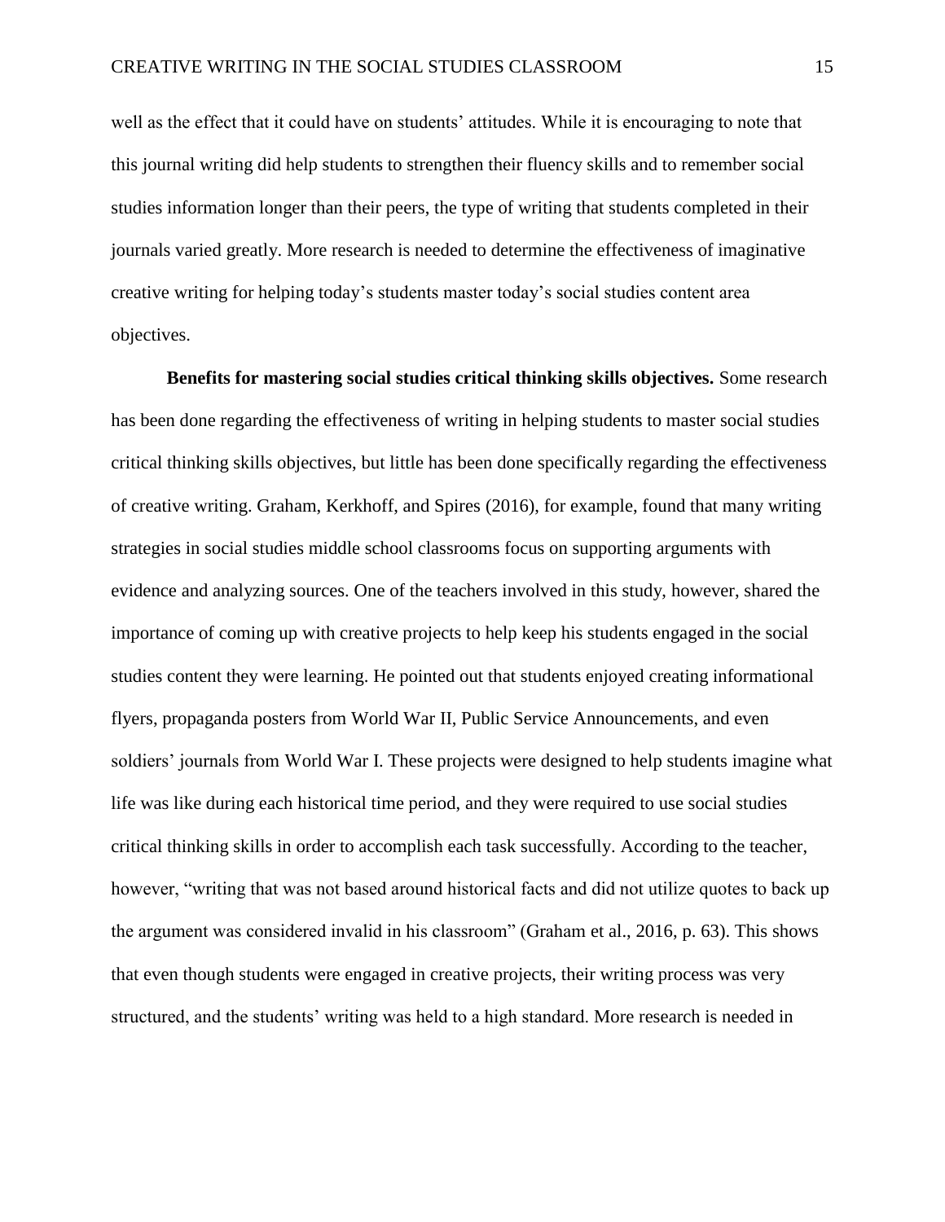well as the effect that it could have on students' attitudes. While it is encouraging to note that this journal writing did help students to strengthen their fluency skills and to remember social studies information longer than their peers, the type of writing that students completed in their journals varied greatly. More research is needed to determine the effectiveness of imaginative creative writing for helping today's students master today's social studies content area objectives.

**Benefits for mastering social studies critical thinking skills objectives.** Some research has been done regarding the effectiveness of writing in helping students to master social studies critical thinking skills objectives, but little has been done specifically regarding the effectiveness of creative writing. Graham, Kerkhoff, and Spires (2016), for example, found that many writing strategies in social studies middle school classrooms focus on supporting arguments with evidence and analyzing sources. One of the teachers involved in this study, however, shared the importance of coming up with creative projects to help keep his students engaged in the social studies content they were learning. He pointed out that students enjoyed creating informational flyers, propaganda posters from World War II, Public Service Announcements, and even soldiers' journals from World War I. These projects were designed to help students imagine what life was like during each historical time period, and they were required to use social studies critical thinking skills in order to accomplish each task successfully. According to the teacher, however, "writing that was not based around historical facts and did not utilize quotes to back up the argument was considered invalid in his classroom" (Graham et al., 2016, p. 63). This shows that even though students were engaged in creative projects, their writing process was very structured, and the students' writing was held to a high standard. More research is needed in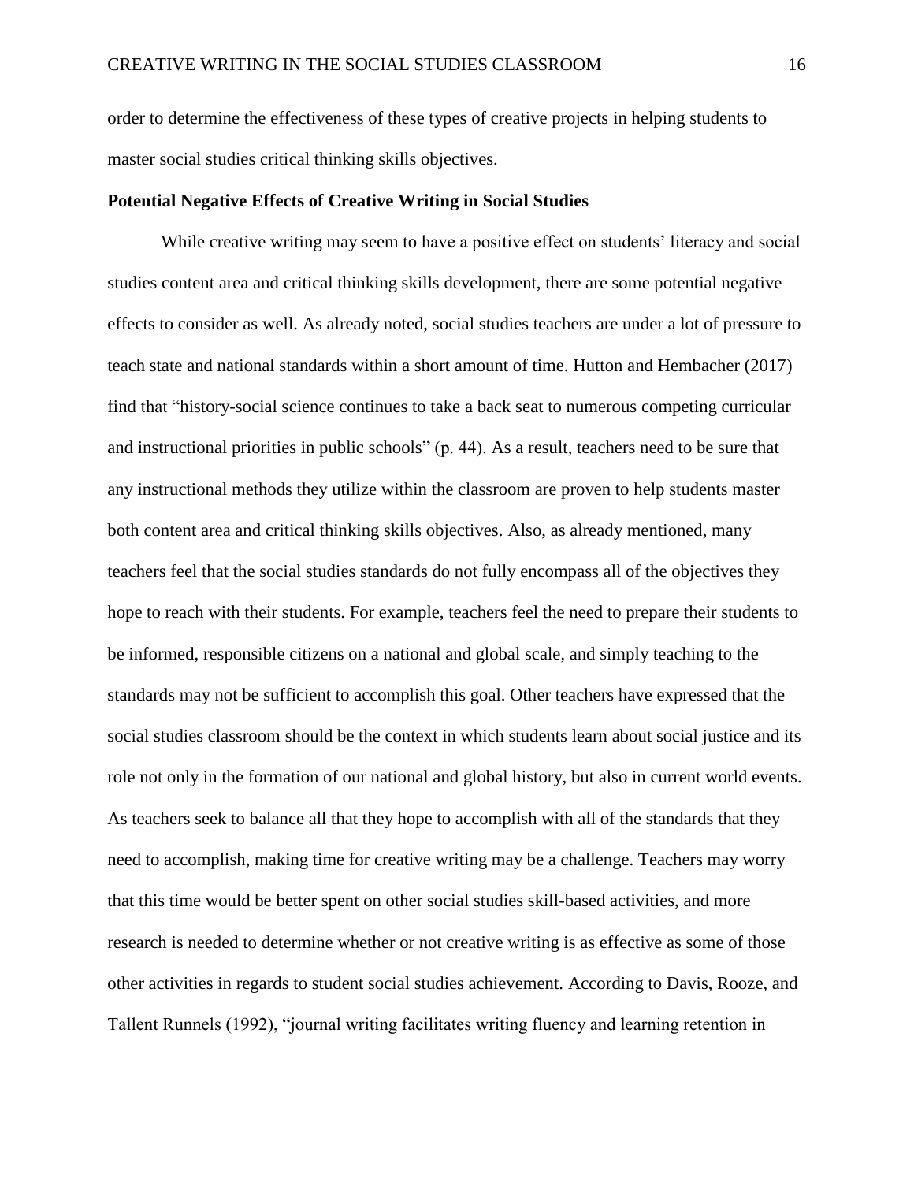order to determine the effectiveness of these types of creative projects in helping students to master social studies critical thinking skills objectives.

**Potential Negative Effects of Creative Writing in Social Studies**

While creative writing may seem to have a positive effect on students' literacy and social studies content area and critical thinking skills development, there are some potential negative effects to consider as well. As already noted, social studies teachers are under a lot of pressure to teach state and national standards within a short amount of time. Hutton and Hembacher (2017) find that "history-social science continues to take a back seat to numerous competing curricular and instructional priorities in public schools" (p. 44). As a result, teachers need to be sure that any instructional methods they utilize within the classroom are proven to help students master both content area and critical thinking skills objectives. Also, as already mentioned, many teachers feel that the social studies standards do not fully encompass all of the objectives they hope to reach with their students. For example, teachers feel the need to prepare their students to be informed, responsible citizens on a national and global scale, and simply teaching to the standards may not be sufficient to accomplish this goal. Other teachers have expressed that the social studies classroom should be the context in which students learn about social justice and its role not only in the formation of our national and global history, but also in current world events. As teachers seek to balance all that they hope to accomplish with all of the standards that they need to accomplish, making time for creative writing may be a challenge. Teachers may worry that this time would be better spent on other social studies skill-based activities, and more research is needed to determine whether or not creative writing is as effective as some of those other activities in regards to student social studies achievement. According to Davis, Rooze, and Tallent Runnels (1992), "journal writing facilitates writing fluency and learning retention in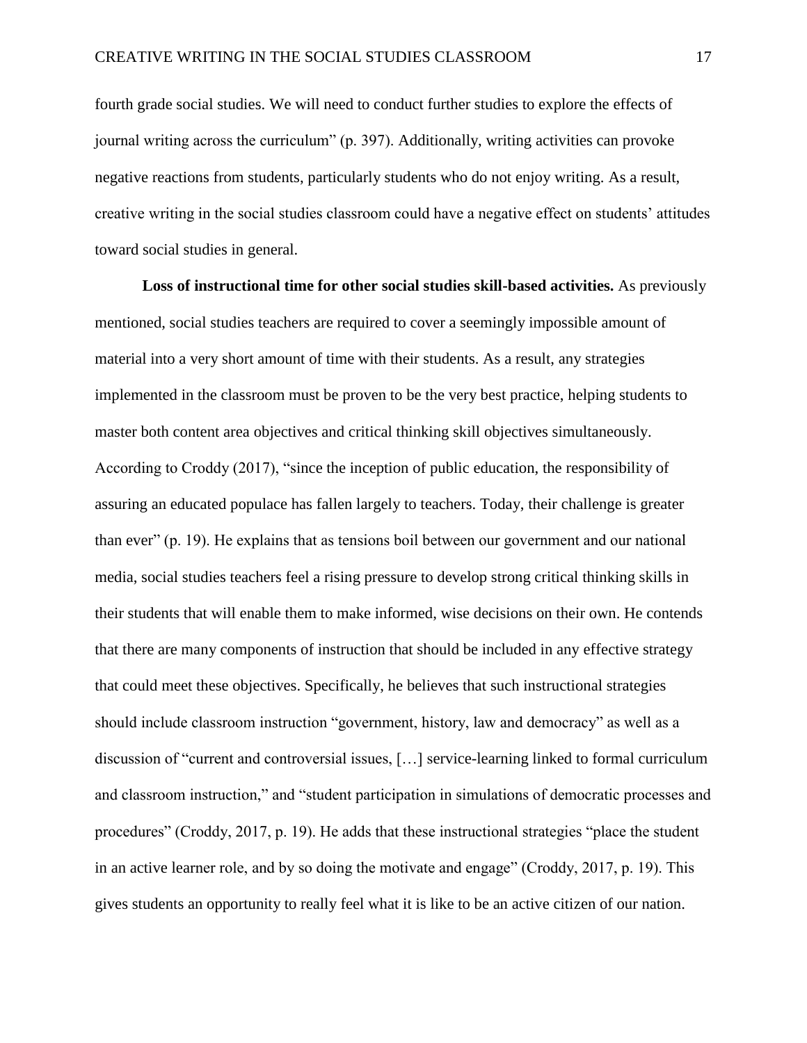fourth grade social studies. We will need to conduct further studies to explore the effects of journal writing across the curriculum" (p. 397). Additionally, writing activities can provoke negative reactions from students, particularly students who do not enjoy writing. As a result, creative writing in the social studies classroom could have a negative effect on students' attitudes toward social studies in general.

**Loss of instructional time for other social studies skill-based activities.** As previously mentioned, social studies teachers are required to cover a seemingly impossible amount of material into a very short amount of time with their students. As a result, any strategies implemented in the classroom must be proven to be the very best practice, helping students to master both content area objectives and critical thinking skill objectives simultaneously. According to Croddy (2017), "since the inception of public education, the responsibility of assuring an educated populace has fallen largely to teachers. Today, their challenge is greater than ever" (p. 19). He explains that as tensions boil between our government and our national media, social studies teachers feel a rising pressure to develop strong critical thinking skills in their students that will enable them to make informed, wise decisions on their own. He contends that there are many components of instruction that should be included in any effective strategy that could meet these objectives. Specifically, he believes that such instructional strategies should include classroom instruction "government, history, law and democracy" as well as a discussion of "current and controversial issues, […] service-learning linked to formal curriculum and classroom instruction," and "student participation in simulations of democratic processes and procedures" (Croddy, 2017, p. 19). He adds that these instructional strategies "place the student in an active learner role, and by so doing the motivate and engage" (Croddy, 2017, p. 19). This gives students an opportunity to really feel what it is like to be an active citizen of our nation.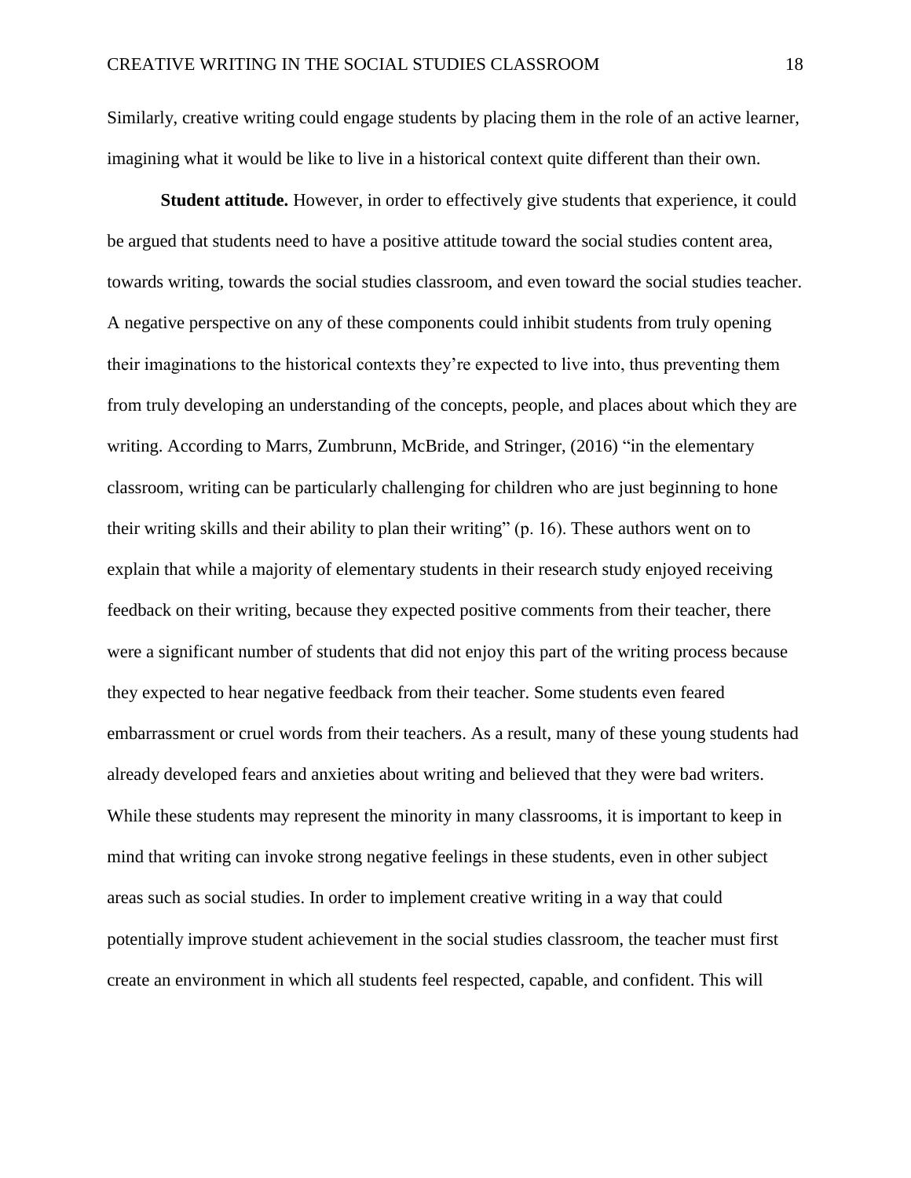Similarly, creative writing could engage students by placing them in the role of an active learner, imagining what it would be like to live in a historical context quite different than their own.

**Student attitude.** However, in order to effectively give students that experience, it could be argued that students need to have a positive attitude toward the social studies content area, towards writing, towards the social studies classroom, and even toward the social studies teacher. A negative perspective on any of these components could inhibit students from truly opening their imaginations to the historical contexts they're expected to live into, thus preventing them from truly developing an understanding of the concepts, people, and places about which they are writing. According to Marrs, Zumbrunn, McBride, and Stringer, (2016) "in the elementary classroom, writing can be particularly challenging for children who are just beginning to hone their writing skills and their ability to plan their writing" (p. 16). These authors went on to explain that while a majority of elementary students in their research study enjoyed receiving feedback on their writing, because they expected positive comments from their teacher, there were a significant number of students that did not enjoy this part of the writing process because they expected to hear negative feedback from their teacher. Some students even feared embarrassment or cruel words from their teachers. As a result, many of these young students had already developed fears and anxieties about writing and believed that they were bad writers. While these students may represent the minority in many classrooms, it is important to keep in mind that writing can invoke strong negative feelings in these students, even in other subject areas such as social studies. In order to implement creative writing in a way that could potentially improve student achievement in the social studies classroom, the teacher must first create an environment in which all students feel respected, capable, and confident. This will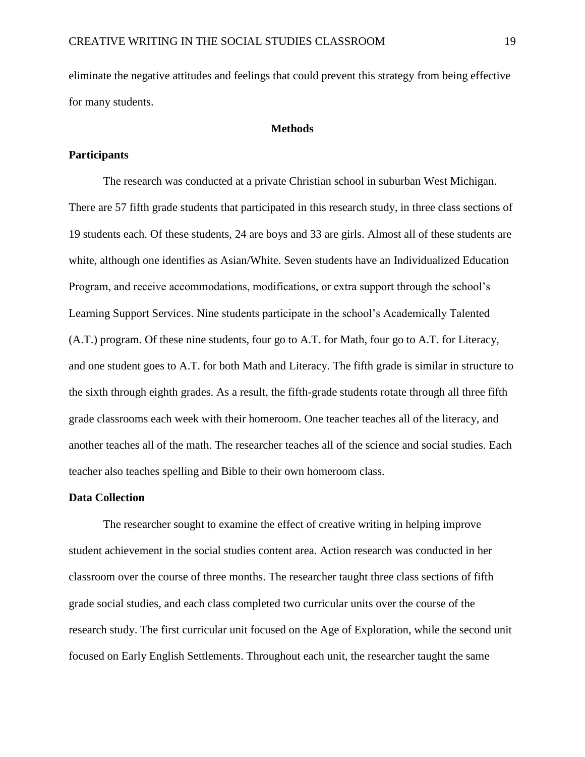eliminate the negative attitudes and feelings that could prevent this strategy from being effective for many students.

## Methods

### Participants

The research was conducted at a private Christian school in suburban West Michigan. There are 57 fifth grade students that participated in this research study, in three class sections of 19 students each. Of these students, 24 are boys and 33 are girls. Almost all of these students are white, although one identifies as Asian/White. Seven students have an Individualized Education Program, and receive accommodations, modifications, or extra support through the school's Learning Support Services. Nine students participate in the school's Academically Talented (A.T.) program. Of these nine students, four go to A.T. for Math, four go to A.T. for Literacy, and one student goes to A.T. for both Math and Literacy. The fifth grade is similar in structure to the sixth through eighth grades. As a result, the fifth-grade students rotate through all three fifth grade classrooms each week with their homeroom. One teacher teaches all of the literacy, and another teaches all of the math. The researcher teaches all of the science and social studies. Each teacher also teaches spelling and Bible to their own homeroom class.

### Data Collection

The researcher sought to examine the effect of creative writing in helping improve student achievement in the social studies content area. Action research was conducted in her classroom over the course of three months. The researcher taught three class sections of fifth grade social studies, and each class completed two curricular units over the course of the research study. The first curricular unit focused on the Age of Exploration, while the second unit focused on Early English Settlements. Throughout each unit, the researcher taught the same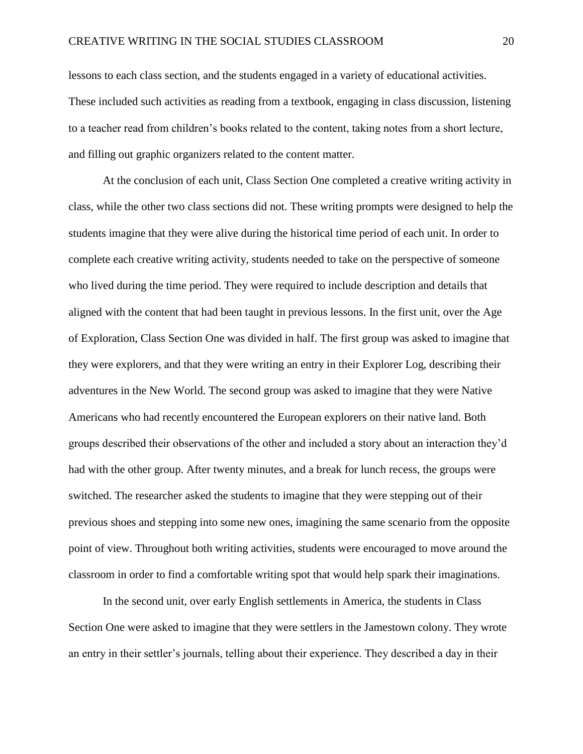lessons to each class section, and the students engaged in a variety of educational activities. These included such activities as reading from a textbook, engaging in class discussion, listening to a teacher read from children's books related to the content, taking notes from a short lecture, and filling out graphic organizers related to the content matter.

At the conclusion of each unit, Class Section One completed a creative writing activity in class, while the other two class sections did not. These writing prompts were designed to help the students imagine that they were alive during the historical time period of each unit. In order to complete each creative writing activity, students needed to take on the perspective of someone who lived during the time period. They were required to include description and details that aligned with the content that had been taught in previous lessons. In the first unit, over the Age of Exploration, Class Section One was divided in half. The first group was asked to imagine that they were explorers, and that they were writing an entry in their Explorer Log, describing their adventures in the New World. The second group was asked to imagine that they were Native Americans who had recently encountered the European explorers on their native land. Both groups described their observations of the other and included a story about an interaction they'd had with the other group. After twenty minutes, and a break for lunch recess, the groups were switched. The researcher asked the students to imagine that they were stepping out of their previous shoes and stepping into some new ones, imagining the same scenario from the opposite point of view. Throughout both writing activities, students were encouraged to move around the classroom in order to find a comfortable writing spot that would help spark their imaginations.

In the second unit, over early English settlements in America, the students in Class Section One were asked to imagine that they were settlers in the Jamestown colony. They wrote an entry in their settler's journals, telling about their experience. They described a day in their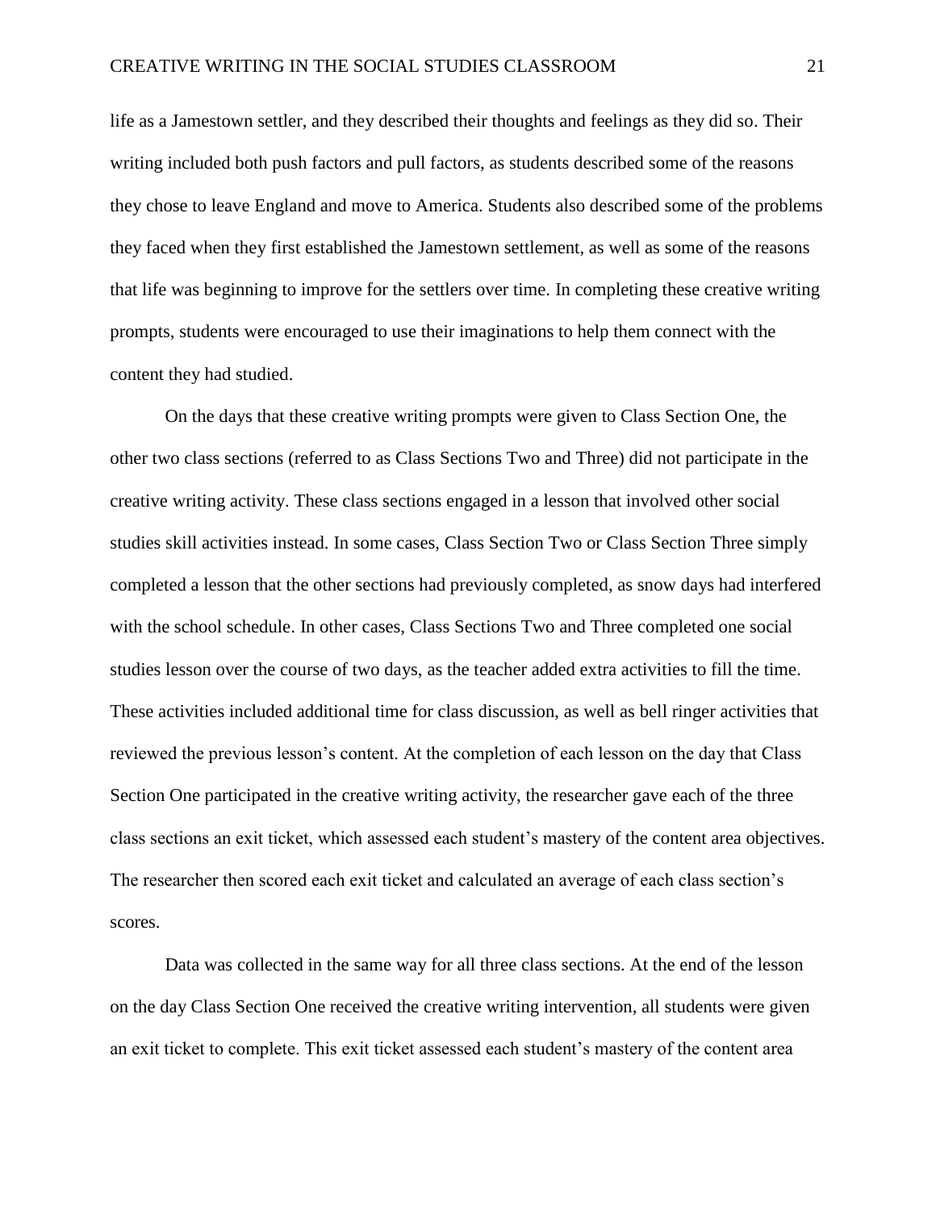life as a Jamestown settler, and they described their thoughts and feelings as they did so. Their writing included both push factors and pull factors, as students described some of the reasons they chose to leave England and move to America. Students also described some of the problems they faced when they first established the Jamestown settlement, as well as some of the reasons that life was beginning to improve for the settlers over time. In completing these creative writing prompts, students were encouraged to use their imaginations to help them connect with the content they had studied.

On the days that these creative writing prompts were given to Class Section One, the other two class sections (referred to as Class Sections Two and Three) did not participate in the creative writing activity. These class sections engaged in a lesson that involved other social studies skill activities instead. In some cases, Class Section Two or Class Section Three simply completed a lesson that the other sections had previously completed, as snow days had interfered with the school schedule. In other cases, Class Sections Two and Three completed one social studies lesson over the course of two days, as the teacher added extra activities to fill the time. These activities included additional time for class discussion, as well as bell ringer activities that reviewed the previous lesson's content. At the completion of each lesson on the day that Class Section One participated in the creative writing activity, the researcher gave each of the three class sections an exit ticket, which assessed each student's mastery of the content area objectives. The researcher then scored each exit ticket and calculated an average of each class section's scores.

Data was collected in the same way for all three class sections. At the end of the lesson on the day Class Section One received the creative writing intervention, all students were given an exit ticket to complete. This exit ticket assessed each student's mastery of the content area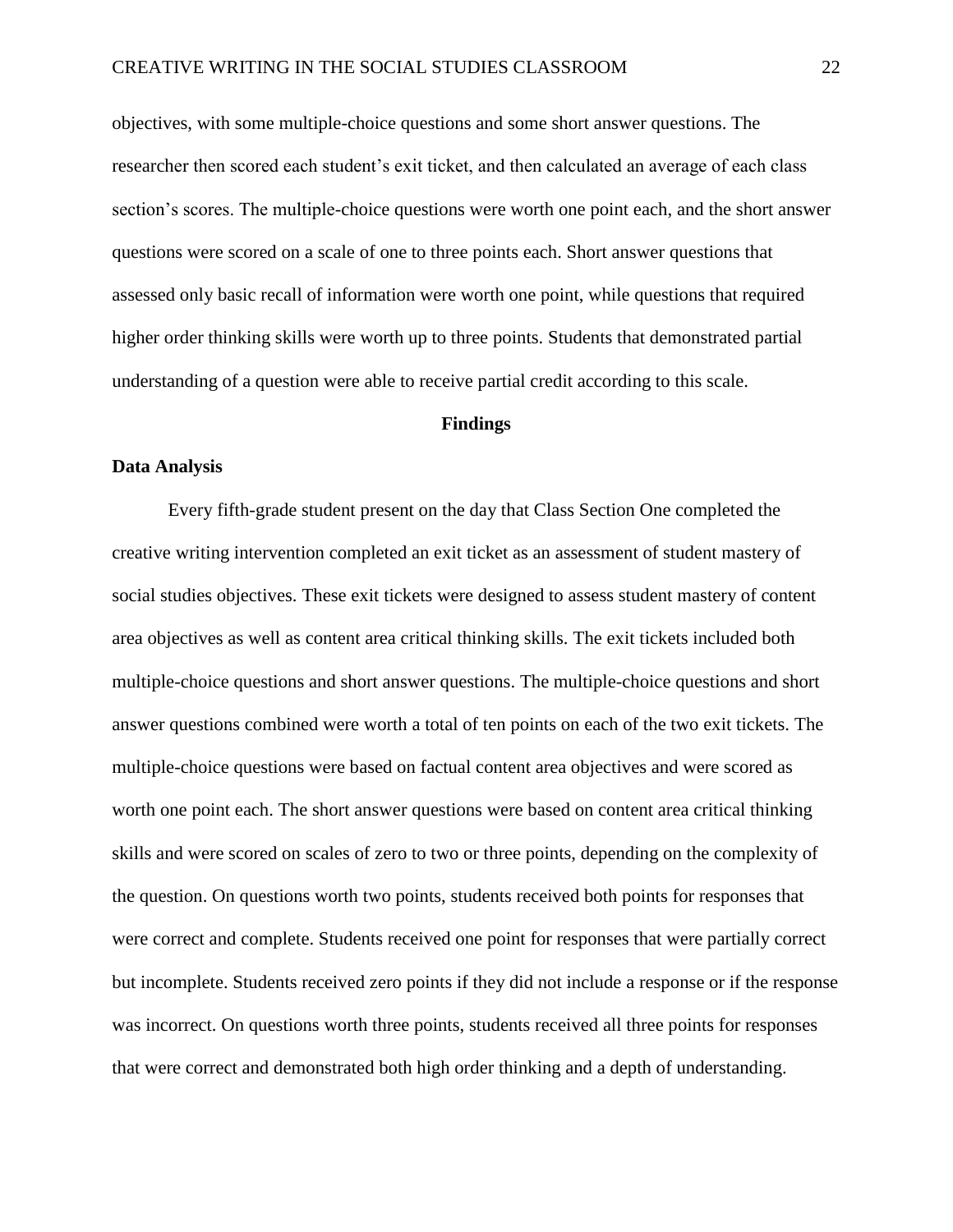objectives, with some multiple-choice questions and some short answer questions. The researcher then scored each student's exit ticket, and then calculated an average of each class section's scores. The multiple-choice questions were worth one point each, and the short answer questions were scored on a scale of one to three points each. Short answer questions that assessed only basic recall of information were worth one point, while questions that required higher order thinking skills were worth up to three points. Students that demonstrated partial understanding of a question were able to receive partial credit according to this scale.

## Findings

### Data Analysis

Every fifth-grade student present on the day that Class Section One completed the creative writing intervention completed an exit ticket as an assessment of student mastery of social studies objectives. These exit tickets were designed to assess student mastery of content area objectives as well as content area critical thinking skills. The exit tickets included both multiple-choice questions and short answer questions. The multiple-choice questions and short answer questions combined were worth a total of ten points on each of the two exit tickets. The multiple-choice questions were based on factual content area objectives and were scored as worth one point each. The short answer questions were based on content area critical thinking skills and were scored on scales of zero to two or three points, depending on the complexity of the question. On questions worth two points, students received both points for responses that were correct and complete. Students received one point for responses that were partially correct but incomplete. Students received zero points if they did not include a response or if the response was incorrect. On questions worth three points, students received all three points for responses that were correct and demonstrated both high order thinking and a depth of understanding.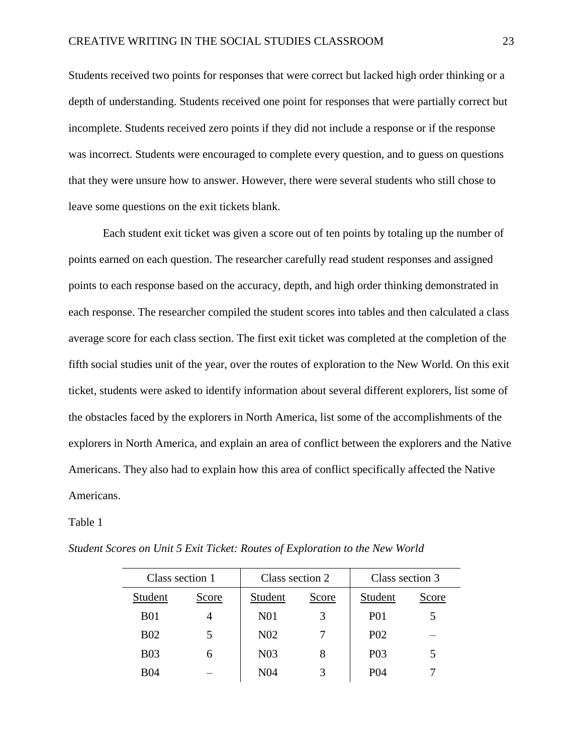Students received two points for responses that were correct but lacked high order thinking or a depth of understanding. Students received one point for responses that were partially correct but incomplete. Students received zero points if they did not include a response or if the response was incorrect. Students were encouraged to complete every question, and to guess on questions that they were unsure how to answer. However, there were several students who still chose to leave some questions on the exit tickets blank.

Each student exit ticket was given a score out of ten points by totaling up the number of points earned on each question. The researcher carefully read student responses and assigned points to each response based on the accuracy, depth, and high order thinking demonstrated in each response. The researcher compiled the student scores into tables and then calculated a class average score for each class section. The first exit ticket was completed at the completion of the fifth social studies unit of the year, over the routes of exploration to the New World. On this exit ticket, students were asked to identify information about several different explorers, list some of the obstacles faced by the explorers in North America, list some of the accomplishments of the explorers in North America, and explain an area of conflict between the explorers and the Native Americans. They also had to explain how this area of conflict specifically affected the Native Americans.

Table 1

*Student Scores on Unit 5 Exit Ticket: Routes of Exploration to the New World*

| Class section 1 | | Class section 2 | | Class section 3 | |
|---|---|---|---|---|---|
| Student | Score | Student | Score | Student | Score |
| B01 | 4 | N01 | 3 | P01 | 5 |
| B02 | 5 | N02 | 7 | P02 | – |
| B03 | 6 | N03 | 8 | P03 | 5 |
| B04 | – | N04 | 3 | P04 | 7 |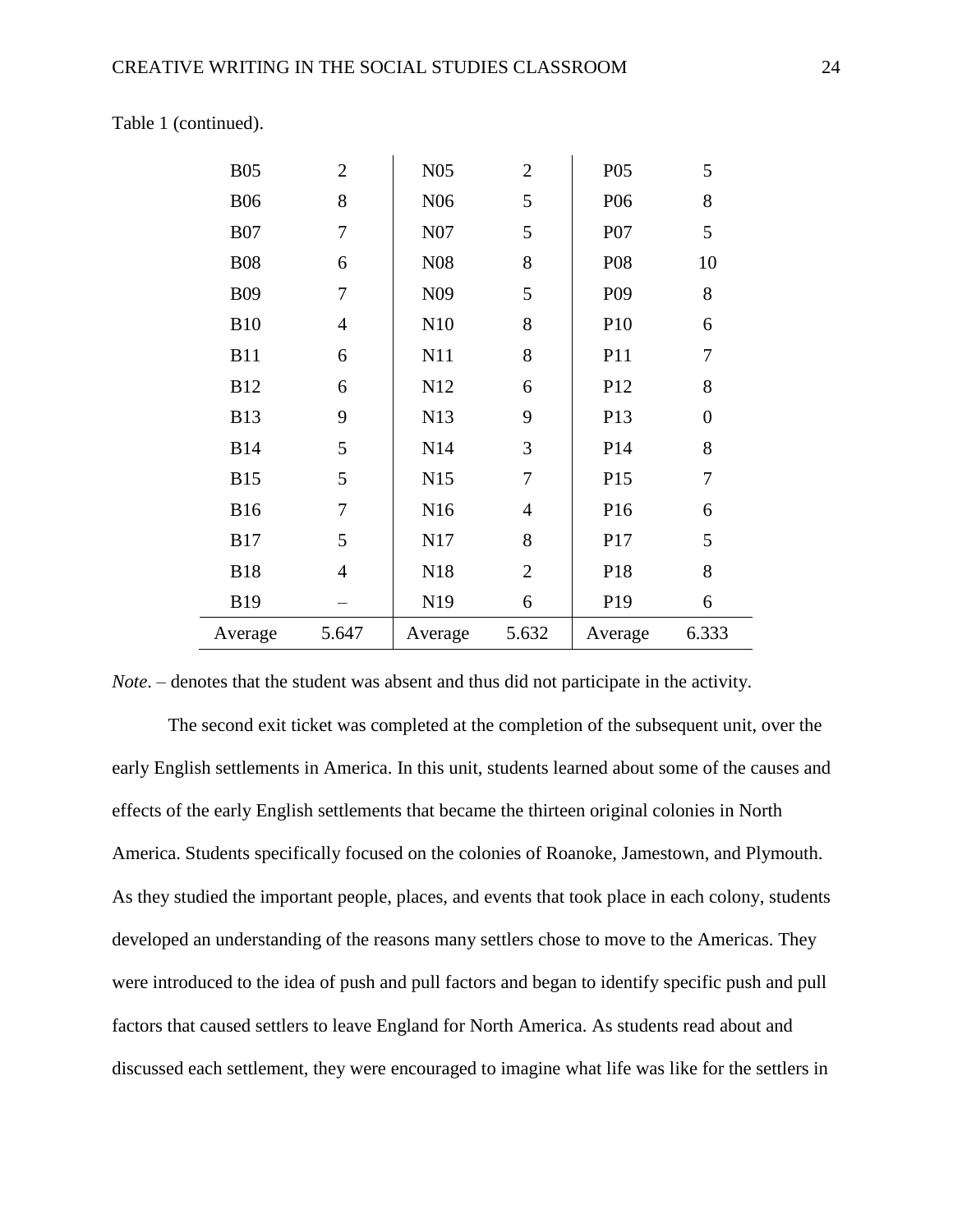Table 1 (continued).

| | | | | | |
|---|---|---|---|---|---|
| B05 | 2 | N05 | 2 | P05 | 5 |
| B06 | 8 | N06 | 5 | P06 | 8 |
| B07 | 7 | N07 | 5 | P07 | 5 |
| B08 | 6 | N08 | 8 | P08 | 10 |
| B09 | 7 | N09 | 5 | P09 | 8 |
| B10 | 4 | N10 | 8 | P10 | 6 |
| B11 | 6 | N11 | 8 | P11 | 7 |
| B12 | 6 | N12 | 6 | P12 | 8 |
| B13 | 9 | N13 | 9 | P13 | 0 |
| B14 | 5 | N14 | 3 | P14 | 8 |
| B15 | 5 | N15 | 7 | P15 | 7 |
| B16 | 7 | N16 | 4 | P16 | 6 |
| B17 | 5 | N17 | 8 | P17 | 5 |
| B18 | 4 | N18 | 2 | P18 | 8 |
| B19 | – | N19 | 6 | P19 | 6 |
| Average | 5.647 | Average | 5.632 | Average | 6.333 |

*Note*. – denotes that the student was absent and thus did not participate in the activity.

The second exit ticket was completed at the completion of the subsequent unit, over the early English settlements in America. In this unit, students learned about some of the causes and effects of the early English settlements that became the thirteen original colonies in North America. Students specifically focused on the colonies of Roanoke, Jamestown, and Plymouth. As they studied the important people, places, and events that took place in each colony, students developed an understanding of the reasons many settlers chose to move to the Americas. They were introduced to the idea of push and pull factors and began to identify specific push and pull factors that caused settlers to leave England for North America. As students read about and discussed each settlement, they were encouraged to imagine what life was like for the settlers in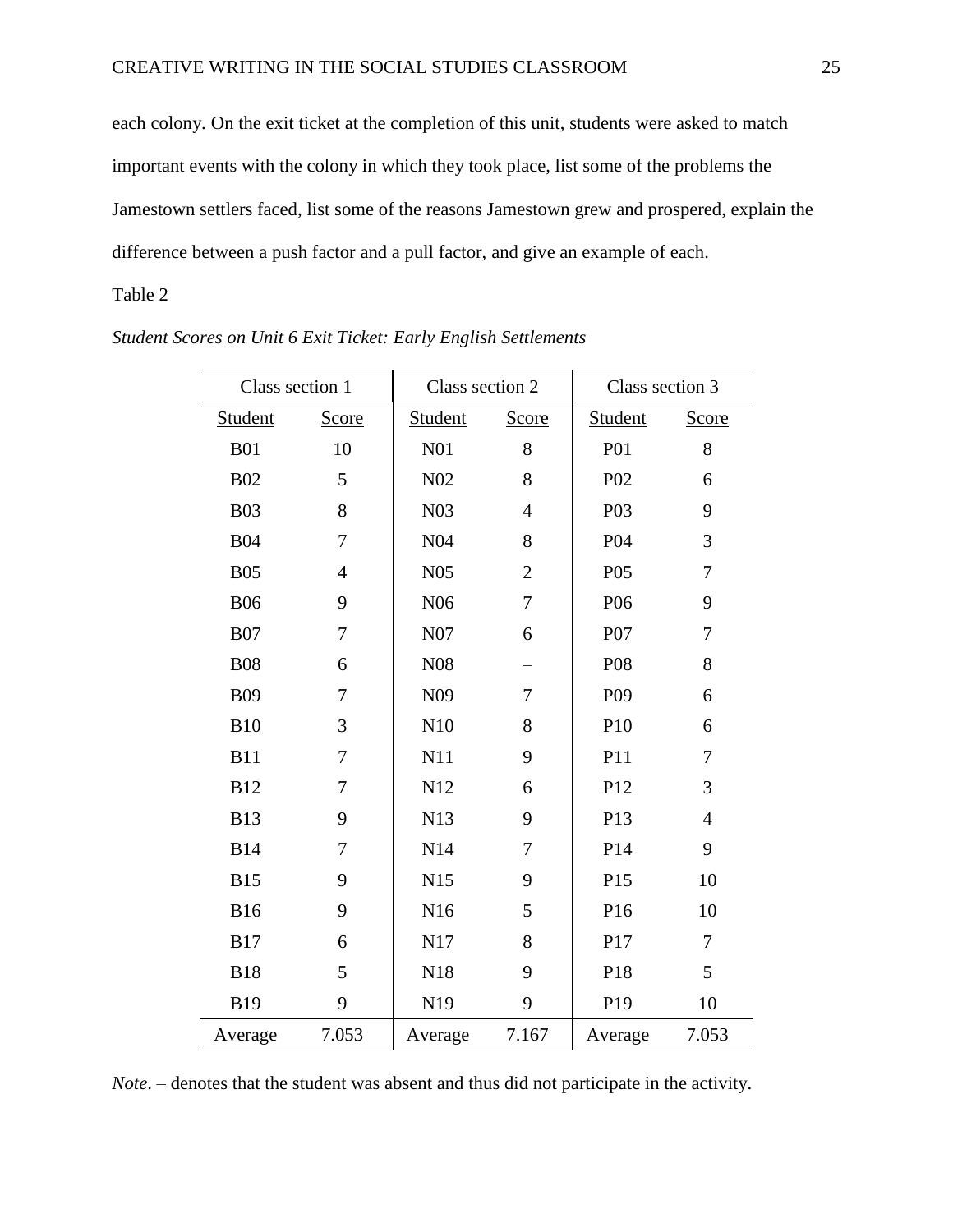each colony. On the exit ticket at the completion of this unit, students were asked to match important events with the colony in which they took place, list some of the problems the Jamestown settlers faced, list some of the reasons Jamestown grew and prospered, explain the difference between a push factor and a pull factor, and give an example of each.

Table 2

*Student Scores on Unit 6 Exit Ticket: Early English Settlements*

| Class section 1 | | Class section 2 | | Class section 3 | |
|---|---|---|---|---|---|
| Student | Score | Student | Score | Student | Score |
| B01 | 10 | N01 | 8 | P01 | 8 |
| B02 | 5 | N02 | 8 | P02 | 6 |
| B03 | 8 | N03 | 4 | P03 | 9 |
| B04 | 7 | N04 | 8 | P04 | 3 |
| B05 | 4 | N05 | 2 | P05 | 7 |
| B06 | 9 | N06 | 7 | P06 | 9 |
| B07 | 7 | N07 | 6 | P07 | 7 |
| B08 | 6 | N08 | – | P08 | 8 |
| B09 | 7 | N09 | 7 | P09 | 6 |
| B10 | 3 | N10 | 8 | P10 | 6 |
| B11 | 7 | N11 | 9 | P11 | 7 |
| B12 | 7 | N12 | 6 | P12 | 3 |
| B13 | 9 | N13 | 9 | P13 | 4 |
| B14 | 7 | N14 | 7 | P14 | 9 |
| B15 | 9 | N15 | 9 | P15 | 10 |
| B16 | 9 | N16 | 5 | P16 | 10 |
| B17 | 6 | N17 | 8 | P17 | 7 |
| B18 | 5 | N18 | 9 | P18 | 5 |
| B19 | 9 | N19 | 9 | P19 | 10 |
| Average | 7.053 | Average | 7.167 | Average | 7.053 |

*Note*. – denotes that the student was absent and thus did not participate in the activity.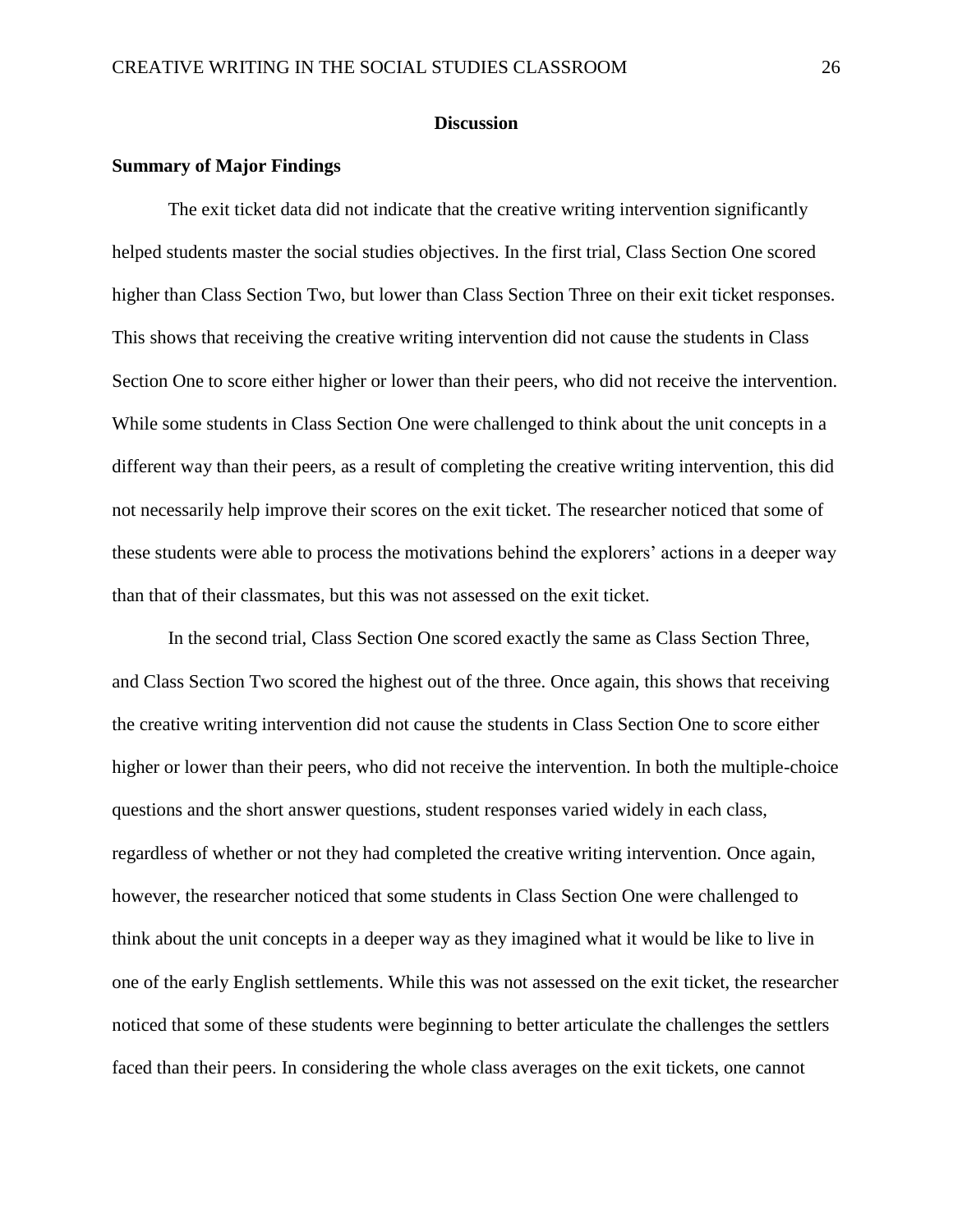# Discussion

## Summary of Major Findings

The exit ticket data did not indicate that the creative writing intervention significantly helped students master the social studies objectives. In the first trial, Class Section One scored higher than Class Section Two, but lower than Class Section Three on their exit ticket responses. This shows that receiving the creative writing intervention did not cause the students in Class Section One to score either higher or lower than their peers, who did not receive the intervention. While some students in Class Section One were challenged to think about the unit concepts in a different way than their peers, as a result of completing the creative writing intervention, this did not necessarily help improve their scores on the exit ticket. The researcher noticed that some of these students were able to process the motivations behind the explorers' actions in a deeper way than that of their classmates, but this was not assessed on the exit ticket.

In the second trial, Class Section One scored exactly the same as Class Section Three, and Class Section Two scored the highest out of the three. Once again, this shows that receiving the creative writing intervention did not cause the students in Class Section One to score either higher or lower than their peers, who did not receive the intervention. In both the multiple-choice questions and the short answer questions, student responses varied widely in each class, regardless of whether or not they had completed the creative writing intervention. Once again, however, the researcher noticed that some students in Class Section One were challenged to think about the unit concepts in a deeper way as they imagined what it would be like to live in one of the early English settlements. While this was not assessed on the exit ticket, the researcher noticed that some of these students were beginning to better articulate the challenges the settlers faced than their peers. In considering the whole class averages on the exit tickets, one cannot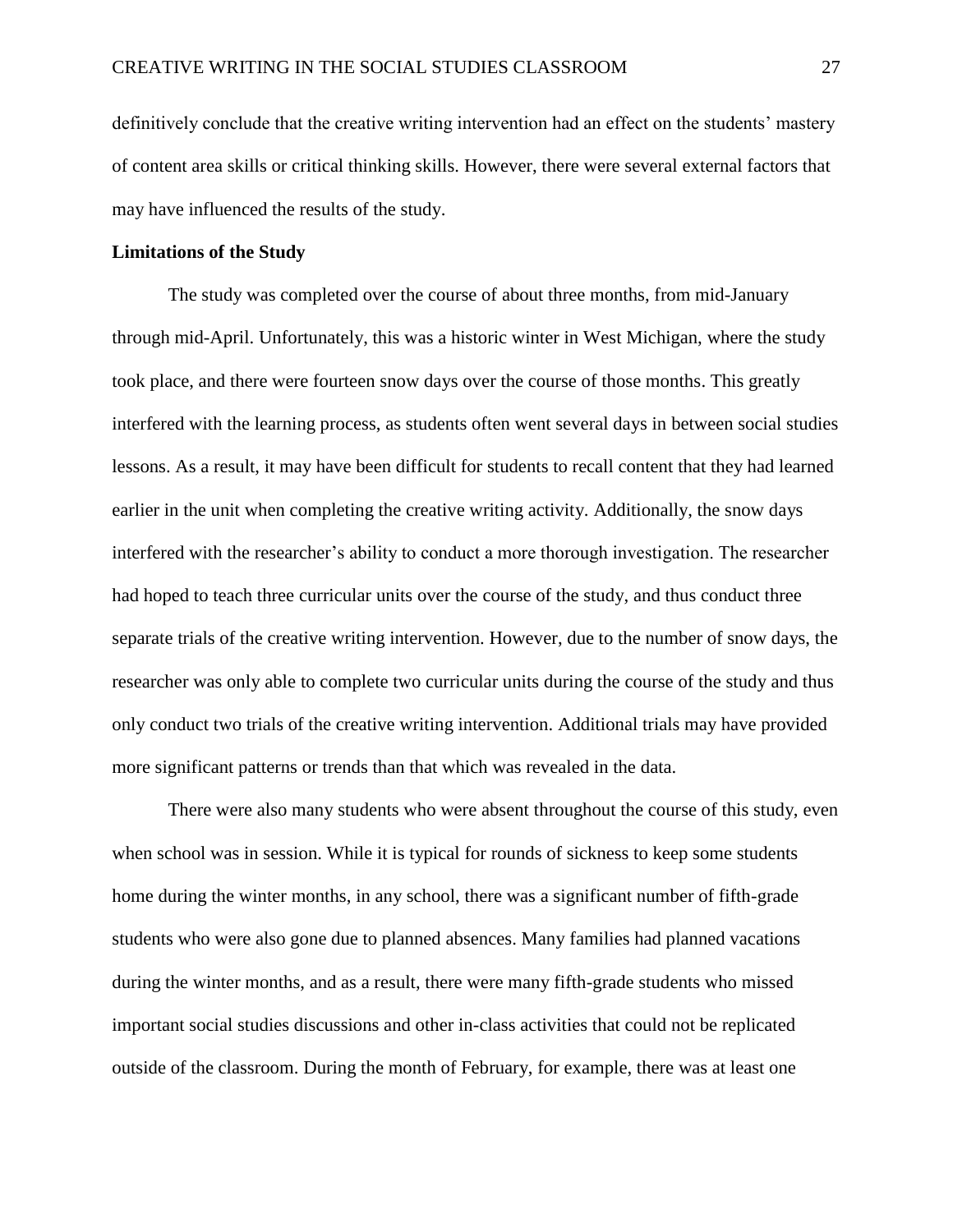definitively conclude that the creative writing intervention had an effect on the students' mastery of content area skills or critical thinking skills. However, there were several external factors that may have influenced the results of the study.

**Limitations of the Study**

The study was completed over the course of about three months, from mid-January through mid-April. Unfortunately, this was a historic winter in West Michigan, where the study took place, and there were fourteen snow days over the course of those months. This greatly interfered with the learning process, as students often went several days in between social studies lessons. As a result, it may have been difficult for students to recall content that they had learned earlier in the unit when completing the creative writing activity. Additionally, the snow days interfered with the researcher's ability to conduct a more thorough investigation. The researcher had hoped to teach three curricular units over the course of the study, and thus conduct three separate trials of the creative writing intervention. However, due to the number of snow days, the researcher was only able to complete two curricular units during the course of the study and thus only conduct two trials of the creative writing intervention. Additional trials may have provided more significant patterns or trends than that which was revealed in the data.

There were also many students who were absent throughout the course of this study, even when school was in session. While it is typical for rounds of sickness to keep some students home during the winter months, in any school, there was a significant number of fifth-grade students who were also gone due to planned absences. Many families had planned vacations during the winter months, and as a result, there were many fifth-grade students who missed important social studies discussions and other in-class activities that could not be replicated outside of the classroom. During the month of February, for example, there was at least one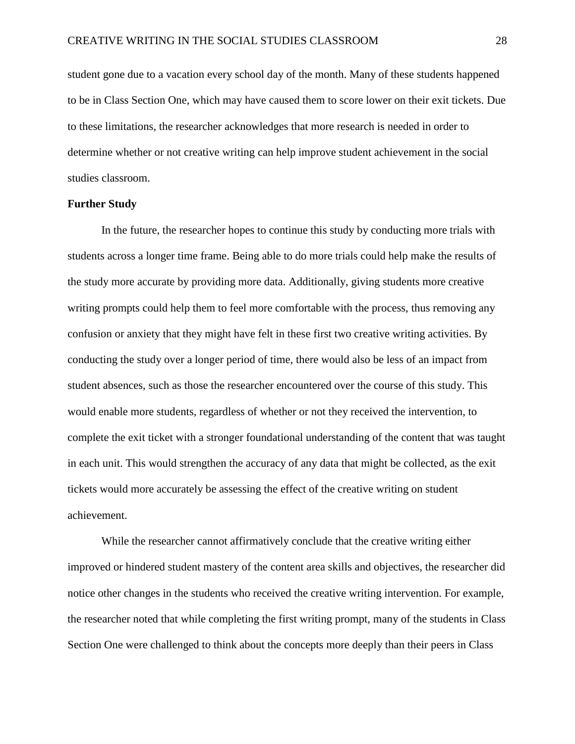student gone due to a vacation every school day of the month. Many of these students happened to be in Class Section One, which may have caused them to score lower on their exit tickets. Due to these limitations, the researcher acknowledges that more research is needed in order to determine whether or not creative writing can help improve student achievement in the social studies classroom.

**Further Study**

In the future, the researcher hopes to continue this study by conducting more trials with students across a longer time frame. Being able to do more trials could help make the results of the study more accurate by providing more data. Additionally, giving students more creative writing prompts could help them to feel more comfortable with the process, thus removing any confusion or anxiety that they might have felt in these first two creative writing activities. By conducting the study over a longer period of time, there would also be less of an impact from student absences, such as those the researcher encountered over the course of this study. This would enable more students, regardless of whether or not they received the intervention, to complete the exit ticket with a stronger foundational understanding of the content that was taught in each unit. This would strengthen the accuracy of any data that might be collected, as the exit tickets would more accurately be assessing the effect of the creative writing on student achievement.

While the researcher cannot affirmatively conclude that the creative writing either improved or hindered student mastery of the content area skills and objectives, the researcher did notice other changes in the students who received the creative writing intervention. For example, the researcher noted that while completing the first writing prompt, many of the students in Class Section One were challenged to think about the concepts more deeply than their peers in Class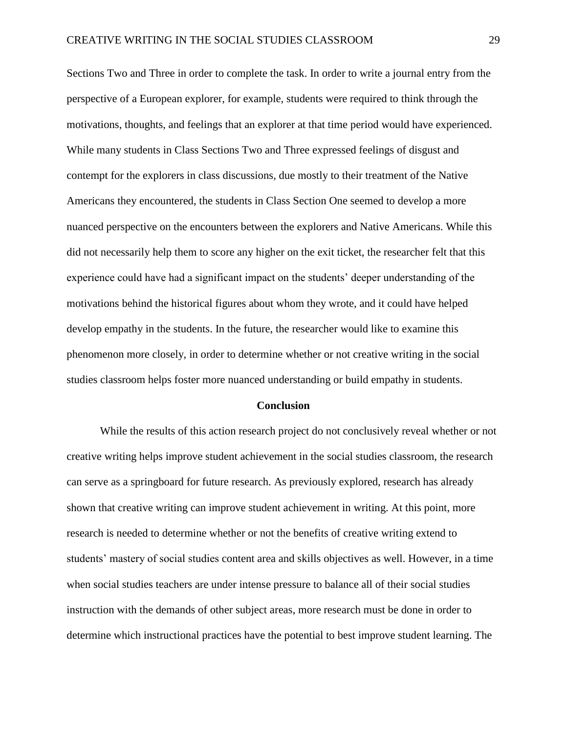Sections Two and Three in order to complete the task. In order to write a journal entry from the perspective of a European explorer, for example, students were required to think through the motivations, thoughts, and feelings that an explorer at that time period would have experienced. While many students in Class Sections Two and Three expressed feelings of disgust and contempt for the explorers in class discussions, due mostly to their treatment of the Native Americans they encountered, the students in Class Section One seemed to develop a more nuanced perspective on the encounters between the explorers and Native Americans. While this did not necessarily help them to score any higher on the exit ticket, the researcher felt that this experience could have had a significant impact on the students' deeper understanding of the motivations behind the historical figures about whom they wrote, and it could have helped develop empathy in the students. In the future, the researcher would like to examine this phenomenon more closely, in order to determine whether or not creative writing in the social studies classroom helps foster more nuanced understanding or build empathy in students.

## Conclusion

While the results of this action research project do not conclusively reveal whether or not creative writing helps improve student achievement in the social studies classroom, the research can serve as a springboard for future research. As previously explored, research has already shown that creative writing can improve student achievement in writing. At this point, more research is needed to determine whether or not the benefits of creative writing extend to students' mastery of social studies content area and skills objectives as well. However, in a time when social studies teachers are under intense pressure to balance all of their social studies instruction with the demands of other subject areas, more research must be done in order to determine which instructional practices have the potential to best improve student learning. The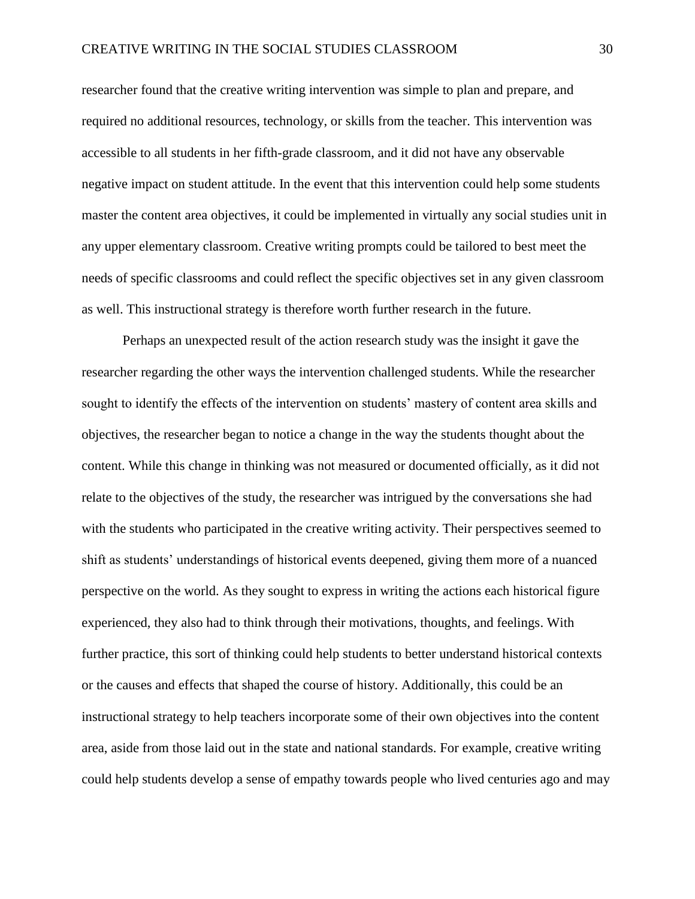researcher found that the creative writing intervention was simple to plan and prepare, and required no additional resources, technology, or skills from the teacher. This intervention was accessible to all students in her fifth-grade classroom, and it did not have any observable negative impact on student attitude. In the event that this intervention could help some students master the content area objectives, it could be implemented in virtually any social studies unit in any upper elementary classroom. Creative writing prompts could be tailored to best meet the needs of specific classrooms and could reflect the specific objectives set in any given classroom as well. This instructional strategy is therefore worth further research in the future.

Perhaps an unexpected result of the action research study was the insight it gave the researcher regarding the other ways the intervention challenged students. While the researcher sought to identify the effects of the intervention on students' mastery of content area skills and objectives, the researcher began to notice a change in the way the students thought about the content. While this change in thinking was not measured or documented officially, as it did not relate to the objectives of the study, the researcher was intrigued by the conversations she had with the students who participated in the creative writing activity. Their perspectives seemed to shift as students' understandings of historical events deepened, giving them more of a nuanced perspective on the world. As they sought to express in writing the actions each historical figure experienced, they also had to think through their motivations, thoughts, and feelings. With further practice, this sort of thinking could help students to better understand historical contexts or the causes and effects that shaped the course of history. Additionally, this could be an instructional strategy to help teachers incorporate some of their own objectives into the content area, aside from those laid out in the state and national standards. For example, creative writing could help students develop a sense of empathy towards people who lived centuries ago and may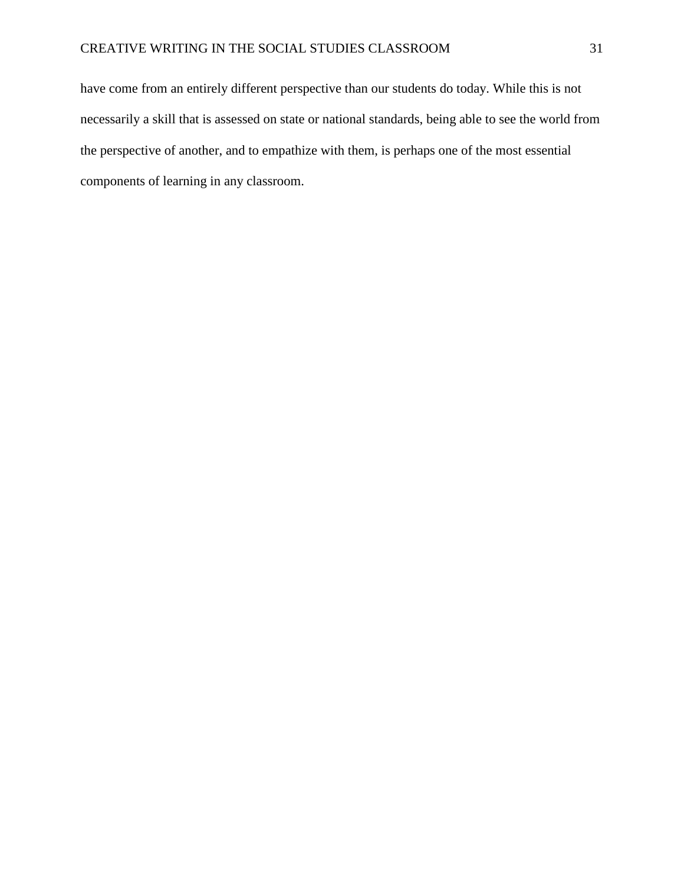have come from an entirely different perspective than our students do today. While this is not necessarily a skill that is assessed on state or national standards, being able to see the world from the perspective of another, and to empathize with them, is perhaps one of the most essential components of learning in any classroom.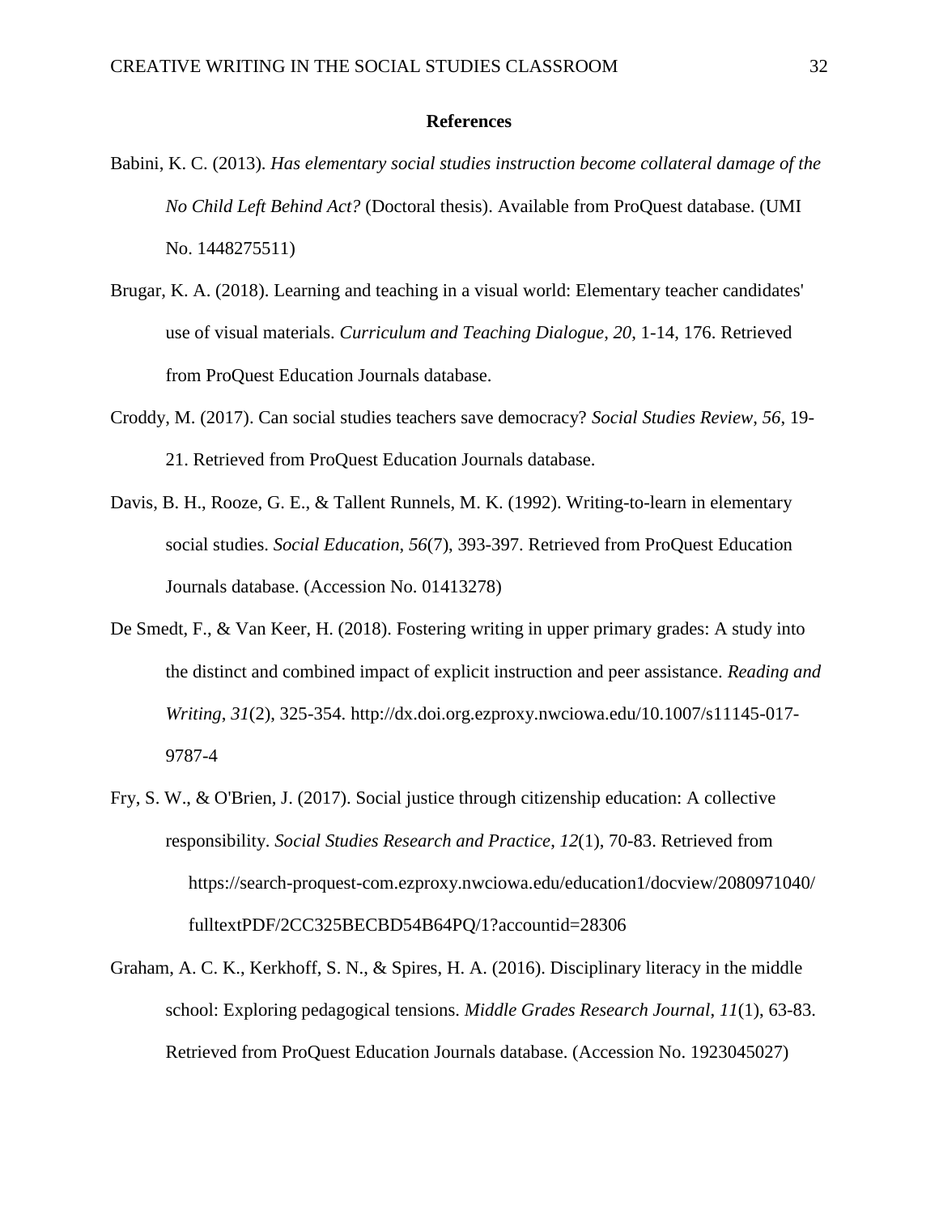## References

Babini, K. C. (2013). *Has elementary social studies instruction become collateral damage of the No Child Left Behind Act?* (Doctoral thesis). Available from ProQuest database. (UMI No. 1448275511)

Brugar, K. A. (2018). Learning and teaching in a visual world: Elementary teacher candidates' use of visual materials. *Curriculum and Teaching Dialogue*, *20*, 1-14, 176. Retrieved from ProQuest Education Journals database.

Croddy, M. (2017). Can social studies teachers save democracy? *Social Studies Review*, *56*, 19-21. Retrieved from ProQuest Education Journals database.

Davis, B. H., Rooze, G. E., & Tallent Runnels, M. K. (1992). Writing-to-learn in elementary social studies. *Social Education*, *56*(7), 393-397. Retrieved from ProQuest Education Journals database. (Accession No. 01413278)

De Smedt, F., & Van Keer, H. (2018). Fostering writing in upper primary grades: A study into the distinct and combined impact of explicit instruction and peer assistance. *Reading and Writing*, *31*(2), 325-354. http://dx.doi.org.ezproxy.nwciowa.edu/10.1007/s11145-017-9787-4

Fry, S. W., & O'Brien, J. (2017). Social justice through citizenship education: A collective responsibility. *Social Studies Research and Practice*, *12*(1), 70-83. Retrieved from https://search-proquest-com.ezproxy.nwciowa.edu/education1/docview/2080971040/fulltextPDF/2CC325BECBD54B64PQ/1?accountid=28306

Graham, A. C. K., Kerkhoff, S. N., & Spires, H. A. (2016). Disciplinary literacy in the middle school: Exploring pedagogical tensions. *Middle Grades Research Journal*, *11*(1), 63-83. Retrieved from ProQuest Education Journals database. (Accession No. 1923045027)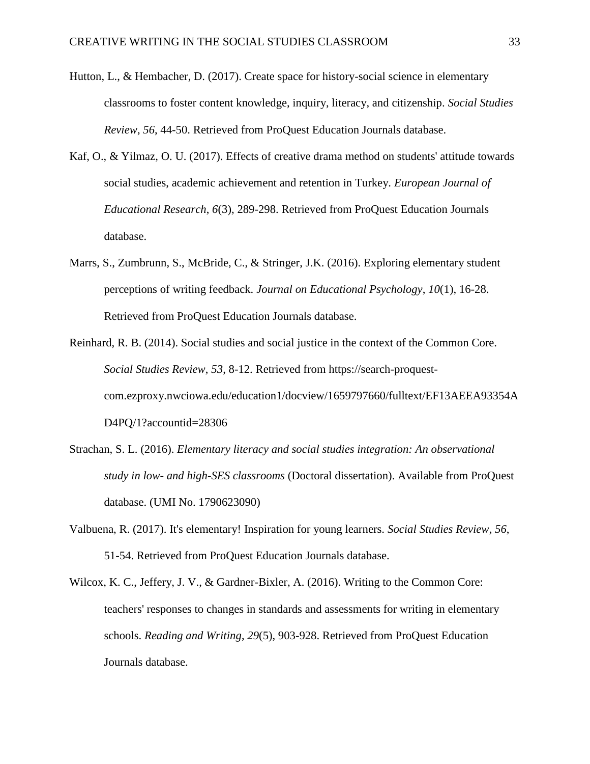Hutton, L., & Hembacher, D. (2017). Create space for history-social science in elementary classrooms to foster content knowledge, inquiry, literacy, and citizenship. *Social Studies Review*, *56*, 44-50. Retrieved from ProQuest Education Journals database.

Kaf, O., & Yilmaz, O. U. (2017). Effects of creative drama method on students' attitude towards social studies, academic achievement and retention in Turkey. *European Journal of Educational Research*, *6*(3), 289-298. Retrieved from ProQuest Education Journals database.

Marrs, S., Zumbrunn, S., McBride, C., & Stringer, J.K. (2016). Exploring elementary student perceptions of writing feedback. *Journal on Educational Psychology*, *10*(1), 16-28. Retrieved from ProQuest Education Journals database.

Reinhard, R. B. (2014). Social studies and social justice in the context of the Common Core. *Social Studies Review*, *53*, 8-12. Retrieved from https://search-proquest-com.ezproxy.nwciowa.edu/education1/docview/1659797660/fulltext/EF13AEEA93354AD4PQ/1?accountid=28306

Strachan, S. L. (2016). *Elementary literacy and social studies integration: An observational study in low- and high-SES classrooms* (Doctoral dissertation). Available from ProQuest database. (UMI No. 1790623090)

Valbuena, R. (2017). It's elementary! Inspiration for young learners. *Social Studies Review*, *56*, 51-54. Retrieved from ProQuest Education Journals database.

Wilcox, K. C., Jeffery, J. V., & Gardner-Bixler, A. (2016). Writing to the Common Core: teachers' responses to changes in standards and assessments for writing in elementary schools. *Reading and Writing*, *29*(5), 903-928. Retrieved from ProQuest Education Journals database.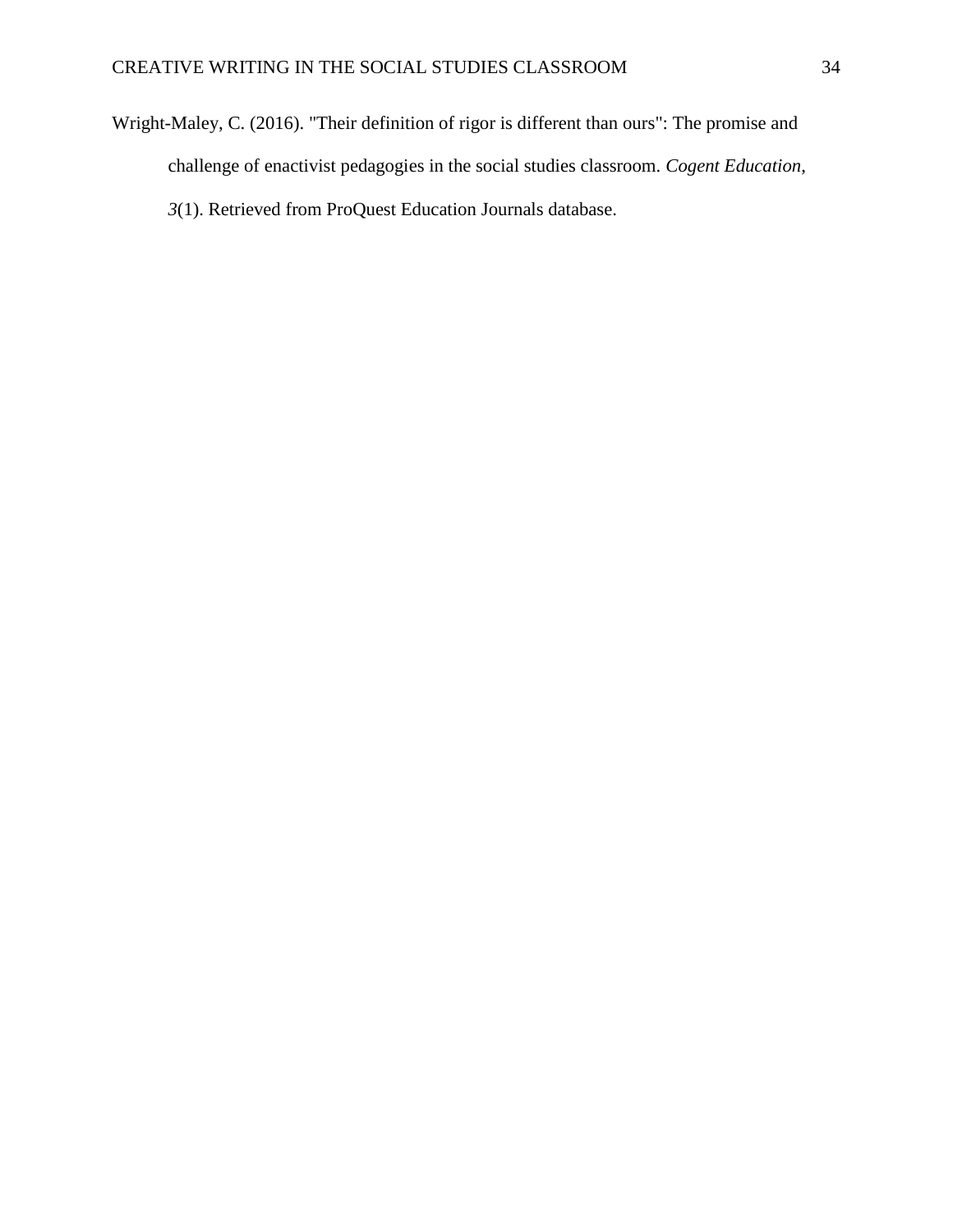Wright-Maley, C. (2016). "Their definition of rigor is different than ours": The promise and challenge of enactivist pedagogies in the social studies classroom. *Cogent Education*, *3*(1). Retrieved from ProQuest Education Journals database.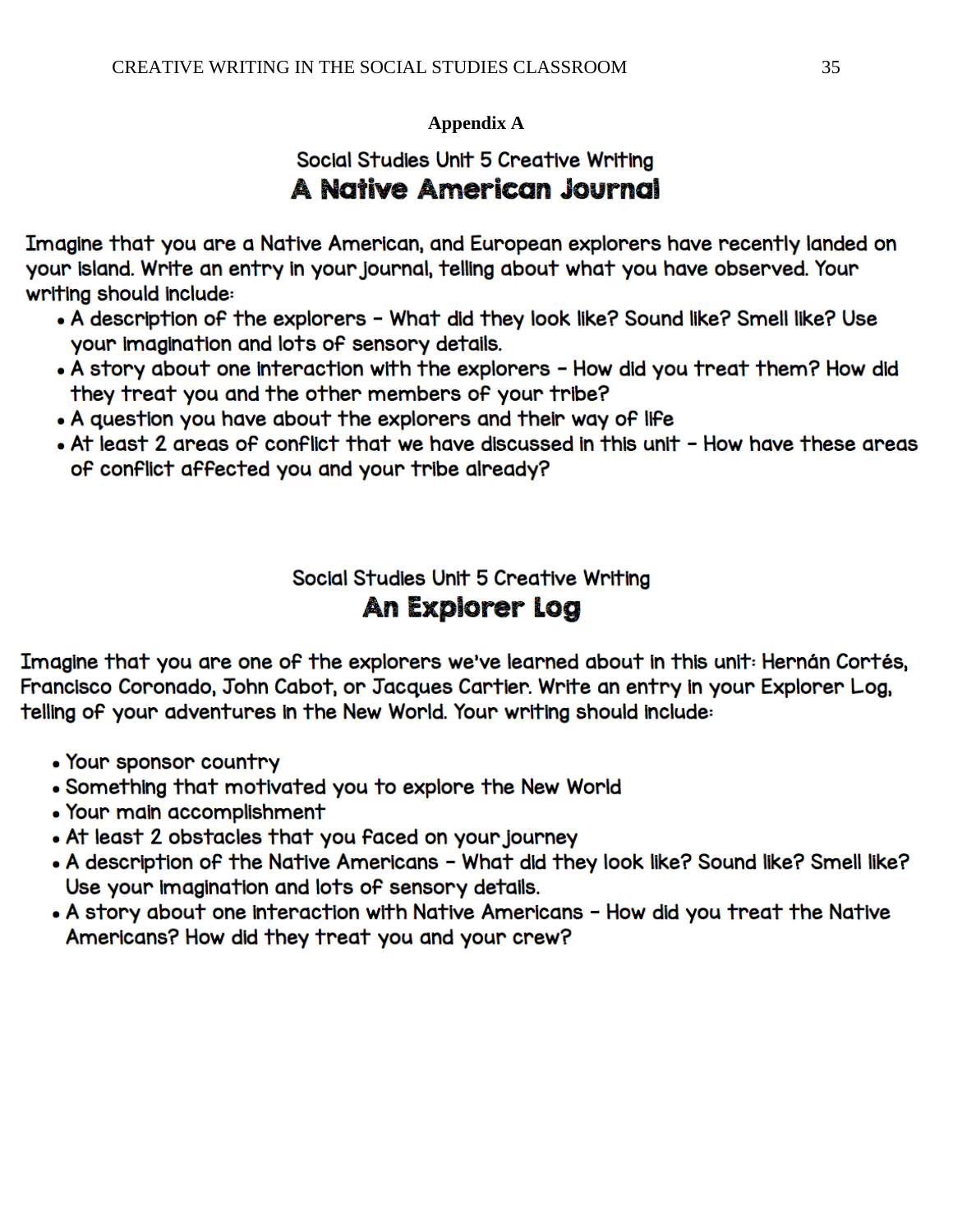## Appendix A

### Social Studies Unit 5 Creative Writing

# A Native American Journal

Imagine that you are a Native American, and European explorers have recently landed on your island. Write an entry in your journal, telling about what you have observed. Your writing should include:

- A description of the explorers – What did they look like? Sound like? Smell like? Use your imagination and lots of sensory details.
- A story about one interaction with the explorers – How did you treat them? How did they treat you and the other members of your tribe?
- A question you have about the explorers and their way of life
- At least 2 areas of conflict that we have discussed in this unit – How have these areas of conflict affected you and your tribe already?

### Social Studies Unit 5 Creative Writing

# An Explorer Log

Imagine that you are one of the explorers we've learned about in this unit: Hernán Cortés, Francisco Coronado, John Cabot, or Jacques Cartier. Write an entry in your Explorer Log, telling of your adventures in the New World. Your writing should include:

- Your sponsor country
- Something that motivated you to explore the New World
- Your main accomplishment
- At least 2 obstacles that you faced on your journey
- A description of the Native Americans – What did they look like? Sound like? Smell like? Use your imagination and lots of sensory details.
- A story about one interaction with Native Americans – How did you treat the Native Americans? How did they treat you and your crew?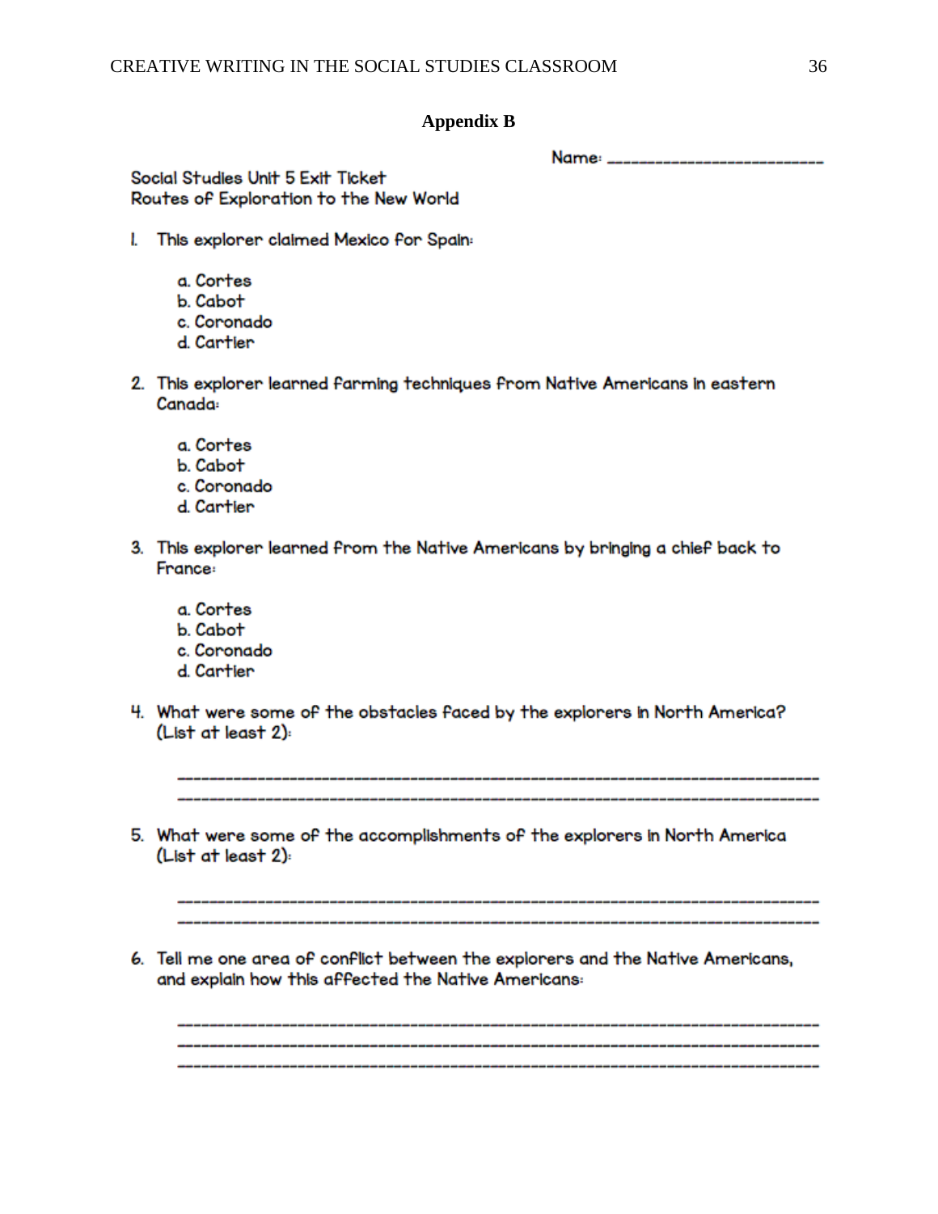## Appendix B

Name: ______________________

Social Studies Unit 5 Exit Ticket
Routes of Exploration to the New World

1. This explorer claimed Mexico for Spain:

    a. Cortes
    b. Cabot
    c. Coronado
    d. Cartier

2. This explorer learned farming techniques from Native Americans in eastern Canada:

    a. Cortes
    b. Cabot
    c. Coronado
    d. Cartier

3. This explorer learned from the Native Americans by bringing a chief back to France:

    a. Cortes
    b. Cabot
    c. Coronado
    d. Cartier

4. What were some of the obstacles faced by the explorers in North America? (List at least 2):

    ______________________________________________________________________
    ______________________________________________________________________

5. What were some of the accomplishments of the explorers in North America (List at least 2):

    ______________________________________________________________________
    ______________________________________________________________________

6. Tell me one area of conflict between the explorers and the Native Americans, and explain how this affected the Native Americans:

    ______________________________________________________________________
    ______________________________________________________________________
    ______________________________________________________________________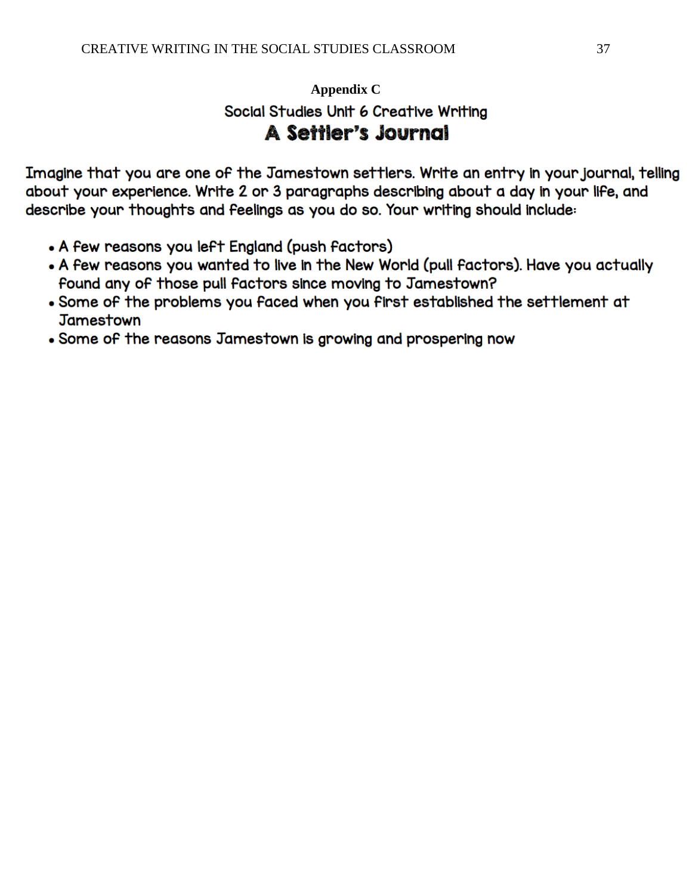# Appendix C

## Social Studies Unit 6 Creative Writing

## A Settler's Journal

Imagine that you are one of the Jamestown settlers. Write an entry in your journal, telling about your experience. Write 2 or 3 paragraphs describing about a day in your life, and describe your thoughts and feelings as you do so. Your writing should include:

- A few reasons you left England (push factors)
- A few reasons you wanted to live in the New World (pull factors). Have you actually found any of those pull factors since moving to Jamestown?
- Some of the problems you faced when you first established the settlement at Jamestown
- Some of the reasons Jamestown is growing and prospering now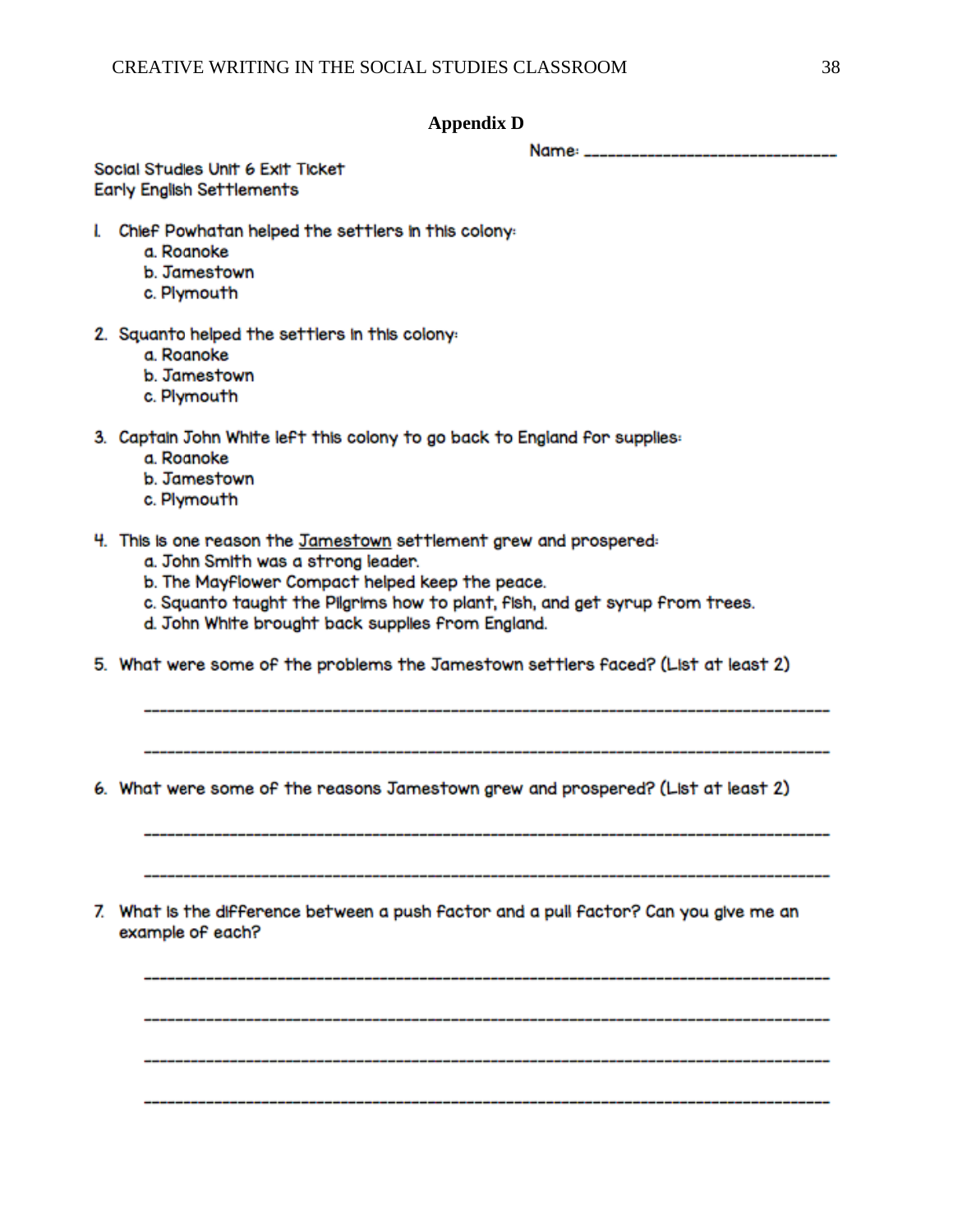## Appendix D

Name: ______________________________

Social Studies Unit 6 Exit Ticket
Early English Settlements

1. Chief Powhatan helped the settlers in this colony:
   a. Roanoke
   b. Jamestown
   c. Plymouth

2. Squanto helped the settlers in this colony:
   a. Roanoke
   b. Jamestown
   c. Plymouth

3. Captain John White left this colony to go back to England for supplies:
   a. Roanoke
   b. Jamestown
   c. Plymouth

4. This is one reason the <u>Jamestown</u> settlement grew and prospered:
   a. John Smith was a strong leader.
   b. The Mayflower Compact helped keep the peace.
   c. Squanto taught the Pilgrims how to plant, fish, and get syrup from trees.
   d. John White brought back supplies from England.

5. What were some of the problems the Jamestown settlers faced? (List at least 2)

   ______________________________________________________________________________

   ______________________________________________________________________________

6. What were some of the reasons Jamestown grew and prospered? (List at least 2)

   ______________________________________________________________________________

   ______________________________________________________________________________

7. What is the difference between a push factor and a pull factor? Can you give me an example of each?

   ______________________________________________________________________________

   ______________________________________________________________________________

   ______________________________________________________________________________

   ______________________________________________________________________________